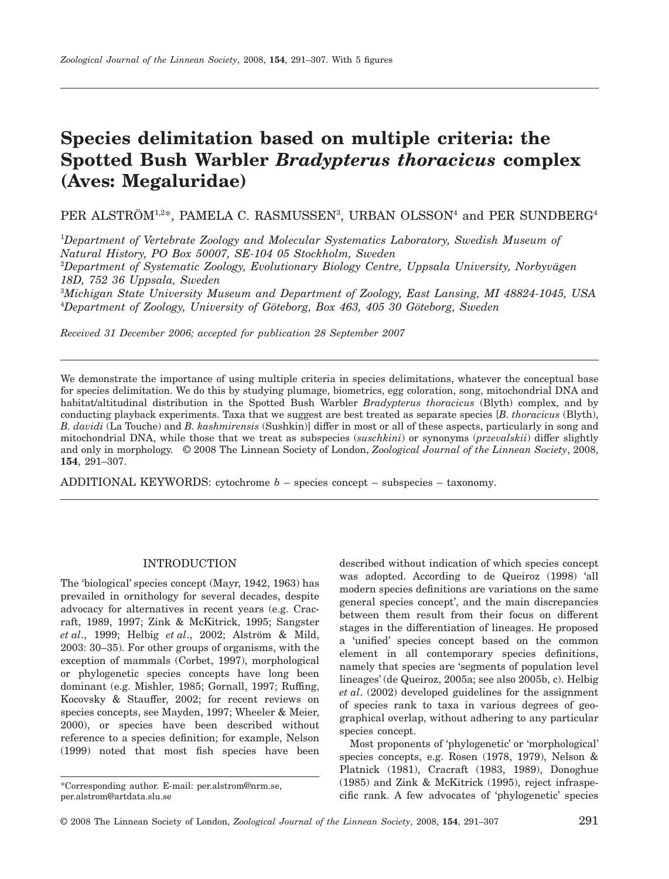# Species delimitation based on multiple criteria: the Spotted Bush Warbler *Bradypterus thoracicus* complex (Aves: Megaluridae)

PER ALSTRÖM[1,2]*, PAMELA C. RASMUSSEN[3], URBAN OLSSON[4] and PER SUNDBERG[4]

[1]*Department of Vertebrate Zoology and Molecular Systematics Laboratory, Swedish Museum of Natural History, PO Box 50007, SE-104 05 Stockholm, Sweden*
[2]*Department of Systematic Zoology, Evolutionary Biology Centre, Uppsala University, Norbyvägen 18D, 752 36 Uppsala, Sweden*
[3]*Michigan State University Museum and Department of Zoology, East Lansing, MI 48824-1045, USA*
[4]*Department of Zoology, University of Göteborg, Box 463, 405 30 Göteborg, Sweden*

*Received 31 December 2006; accepted for publication 28 September 2007*

We demonstrate the importance of using multiple criteria in species delimitations, whatever the conceptual base for species delimitation. We do this by studying plumage, biometrics, egg coloration, song, mitochondrial DNA and habitat/altitudinal distribution in the Spotted Bush Warbler *Bradypterus thoracicus* (Blyth) complex, and by conducting playback experiments. Taxa that we suggest are best treated as separate species [*B. thoracicus* (Blyth), *B. davidi* (La Touche) and *B. kashmirensis* (Sushkin)] differ in most or all of these aspects, particularly in song and mitochondrial DNA, while those that we treat as subspecies (*suschkini*) or synonyms (*przevalskii*) differ slightly and only in morphology. © 2008 The Linnean Society of London, *Zoological Journal of the Linnean Society*, 2008, **154**, 291–307.

ADDITIONAL KEYWORDS: cytochrome *b* – species concept – subspecies – taxonomy.

## INTRODUCTION

The 'biological' species concept (Mayr, 1942, 1963) has prevailed in ornithology for several decades, despite advocacy for alternatives in recent years (e.g. Cracraft, 1989, 1997; Zink & McKitrick, 1995; Sangster *et al*., 1999; Helbig *et al*., 2002; Alström & Mild, 2003: 30–35). For other groups of organisms, with the exception of mammals (Corbet, 1997), morphological or phylogenetic species concepts have long been dominant (e.g. Mishler, 1985; Gornall, 1997; Ruffing, Kocovsky & Stauffer, 2002; for recent reviews on species concepts, see Mayden, 1997; Wheeler & Meier, 2000), or species have been described without reference to a species definition; for example, Nelson (1999) noted that most fish species have been described without indication of which species concept was adopted. According to de Queiroz (1998) 'all modern species definitions are variations on the same general species concept', and the main discrepancies between them result from their focus on different stages in the differentiation of lineages. He proposed a 'unified' species concept based on the common element in all contemporary species definitions, namely that species are 'segments of population level lineages' (de Queiroz, 2005a; see also 2005b, c). Helbig *et al*. (2002) developed guidelines for the assignment of species rank to taxa in various degrees of geographical overlap, without adhering to any particular species concept.

Most proponents of 'phylogenetic' or 'morphological' species concepts, e.g. Rosen (1978, 1979), Nelson & Platnick (1981), Cracraft (1983, 1989), Donoghue (1985) and Zink & McKitrick (1995), reject infraspecific rank. A few advocates of 'phylogenetic' species

*Corresponding author. E-mail: per.alstrom@nrm.se, per.alstrom@artdata.slu.se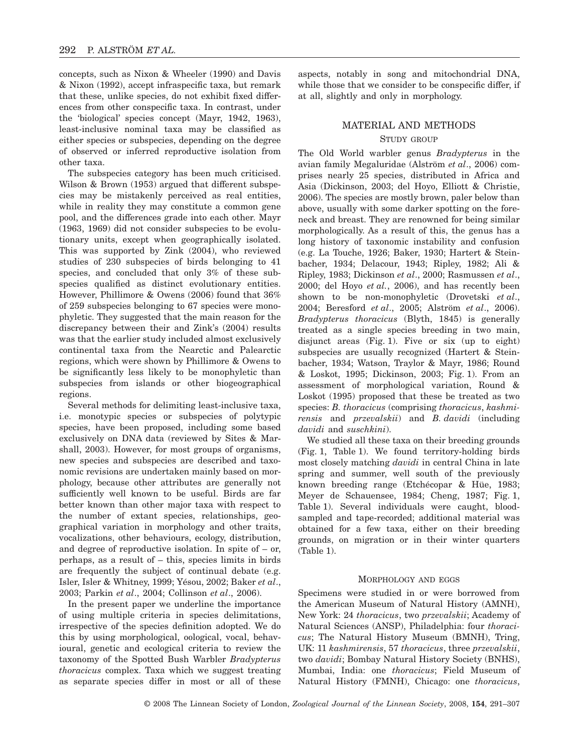concepts, such as Nixon & Wheeler (1990) and Davis & Nixon (1992), accept infraspecific taxa, but remark that these, unlike species, do not exhibit fixed differences from other conspecific taxa. In contrast, under the 'biological' species concept (Mayr, 1942, 1963), least-inclusive nominal taxa may be classified as either species or subspecies, depending on the degree of observed or inferred reproductive isolation from other taxa.

The subspecies category has been much criticised. Wilson & Brown (1953) argued that different subspecies may be mistakenly perceived as real entities, while in reality they may constitute a common gene pool, and the differences grade into each other. Mayr (1963, 1969) did not consider subspecies to be evolutionary units, except when geographically isolated. This was supported by Zink (2004), who reviewed studies of 230 subspecies of birds belonging to 41 species, and concluded that only 3% of these subspecies qualified as distinct evolutionary entities. However, Phillimore & Owens (2006) found that 36% of 259 subspecies belonging to 67 species were monophyletic. They suggested that the main reason for the discrepancy between their and Zink's (2004) results was that the earlier study included almost exclusively continental taxa from the Nearctic and Palearctic regions, which were shown by Phillimore & Owens to be significantly less likely to be monophyletic than subspecies from islands or other biogeographical regions.

Several methods for delimiting least-inclusive taxa, i.e. monotypic species or subspecies of polytypic species, have been proposed, including some based exclusively on DNA data (reviewed by Sites & Marshall, 2003). However, for most groups of organisms, new species and subspecies are described and taxonomic revisions are undertaken mainly based on morphology, because other attributes are generally not sufficiently well known to be useful. Birds are far better known than other major taxa with respect to the number of extant species, relationships, geographical variation in morphology and other traits, vocalizations, other behaviours, ecology, distribution, and degree of reproductive isolation. In spite of – or, perhaps, as a result of – this, species limits in birds are frequently the subject of continual debate (e.g. Isler, Isler & Whitney, 1999; Yésou, 2002; Baker *et al*., 2003; Parkin *et al*., 2004; Collinson *et al*., 2006).

In the present paper we underline the importance of using multiple criteria in species delimitations, irrespective of the species definition adopted. We do this by using morphological, oological, vocal, behavioural, genetic and ecological criteria to review the taxonomy of the Spotted Bush Warbler *Bradypterus thoracicus* complex. Taxa which we suggest treating as separate species differ in most or all of these aspects, notably in song and mitochondrial DNA, while those that we consider to be conspecific differ, if at all, slightly and only in morphology.

## MATERIAL AND METHODS

### STUDY GROUP

The Old World warbler genus *Bradypterus* in the avian family Megaluridae (Alström *et al*., 2006) comprises nearly 25 species, distributed in Africa and Asia (Dickinson, 2003; del Hoyo, Elliott & Christie, 2006). The species are mostly brown, paler below than above, usually with some darker spotting on the foreneck and breast. They are renowned for being similar morphologically. As a result of this, the genus has a long history of taxonomic instability and confusion (e.g. La Touche, 1926; Baker, 1930; Hartert & Steinbacher, 1934; Delacour, 1943; Ripley, 1982; Ali & Ripley, 1983; Dickinson *et al*., 2000; Rasmussen *et al*., 2000; del Hoyo *et al.*, 2006), and has recently been shown to be non-monophyletic (Drovetski *et al*., 2004; Beresford *et al*., 2005; Alström *et al*., 2006). *Bradypterus thoracicus* (Blyth, 1845) is generally treated as a single species breeding in two main, disjunct areas (Fig. 1). Five or six (up to eight) subspecies are usually recognized (Hartert & Steinbacher, 1934; Watson, Traylor & Mayr, 1986; Round & Loskot, 1995; Dickinson, 2003; Fig. 1). From an assessment of morphological variation, Round & Loskot (1995) proposed that these be treated as two species: *B. thoracicus* (comprising *thoracicus*, *kashmirensis* and *przevalskii*) and *B. davidi* (including *davidi* and *suschkini*).

We studied all these taxa on their breeding grounds (Fig. 1, Table 1). We found territory-holding birds most closely matching *davidi* in central China in late spring and summer, well south of the previously known breeding range (Etchécopar & Hüe, 1983; Meyer de Schauensee, 1984; Cheng, 1987; Fig. 1, Table 1). Several individuals were caught, blood-sampled and tape-recorded; additional material was obtained for a few taxa, either on their breeding grounds, on migration or in their winter quarters (Table 1).

### MORPHOLOGY AND EGGS

Specimens were studied in or were borrowed from the American Museum of Natural History (AMNH), New York: 24 *thoracicus*, two *przevalskii*; Academy of Natural Sciences (ANSP), Philadelphia: four *thoracicus*; The Natural History Museum (BMNH), Tring, UK: 11 *kashmirensis*, 57 *thoracicus*, three *przevalskii*, two *davidi*; Bombay Natural History Society (BNHS), Mumbai, India: one *thoracicus*; Field Museum of Natural History (FMNH), Chicago: one *thoracicus*,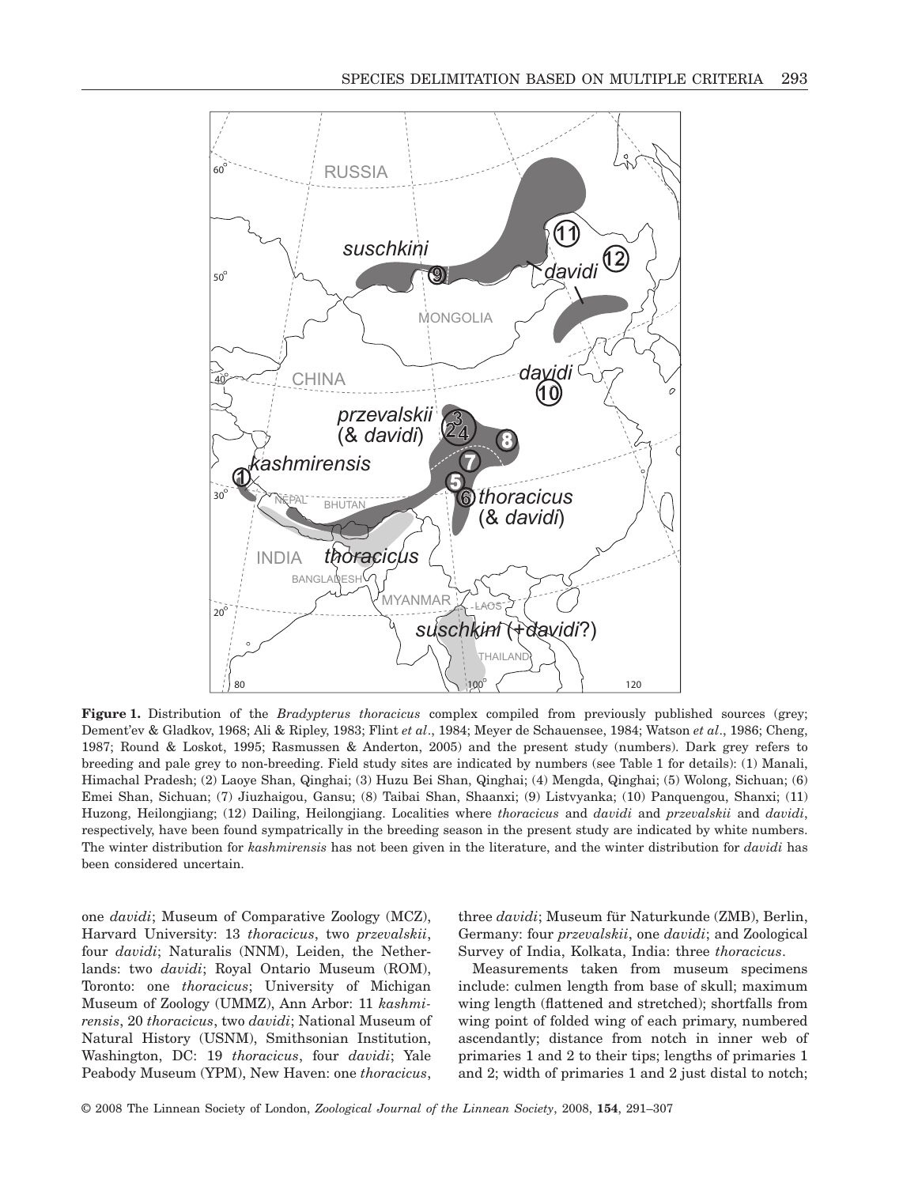RUSSIA

60°

50°

40°

30°

20°

80

100°

120

suschkini

davidi

MONGOLIA

davidi

CHINA

przevalskii

(& davidi)

kashmirensis

NEPAL

BHUTAN

thoracicus

(& davidi)

INDIA

thoracicus

BANGLADESH

MYANMAR

LAOS

suschkini (+davidi?)

THAILAND

1 2 3 4 5 6 7 8 9 10 11 12

**Figure 1.** Distribution of the *Bradypterus thoracicus* complex compiled from previously published sources (grey; Dement'ev & Gladkov, 1968; Ali & Ripley, 1983; Flint *et al*., 1984; Meyer de Schauensee, 1984; Watson *et al*., 1986; Cheng, 1987; Round & Loskot, 1995; Rasmussen & Anderton, 2005) and the present study (numbers). Dark grey refers to breeding and pale grey to non-breeding. Field study sites are indicated by numbers (see Table 1 for details): (1) Manali, Himachal Pradesh; (2) Laoye Shan, Qinghai; (3) Huzu Bei Shan, Qinghai; (4) Mengda, Qinghai; (5) Wolong, Sichuan; (6) Emei Shan, Sichuan; (7) Jiuzhaigou, Gansu; (8) Taibai Shan, Shaanxi; (9) Listvyanka; (10) Panquengou, Shanxi; (11) Huzong, Heilongjiang; (12) Dailing, Heilongjiang. Localities where *thoracicus* and *davidi* and *przevalskii* and *davidi*, respectively, have been found sympatrically in the breeding season in the present study are indicated by white numbers. The winter distribution for *kashmirensis* has not been given in the literature, and the winter distribution for *davidi* has been considered uncertain.

one *davidi*; Museum of Comparative Zoology (MCZ), Harvard University: 13 *thoracicus*, two *przevalskii*, four *davidi*; Naturalis (NNM), Leiden, the Netherlands: two *davidi*; Royal Ontario Museum (ROM), Toronto: one *thoracicus*; University of Michigan Museum of Zoology (UMMZ), Ann Arbor: 11 *kashmirensis*, 20 *thoracicus*, two *davidi*; National Museum of Natural History (USNM), Smithsonian Institution, Washington, DC: 19 *thoracicus*, four *davidi*; Yale Peabody Museum (YPM), New Haven: one *thoracicus*, three *davidi*; Museum für Naturkunde (ZMB), Berlin, Germany: four *przevalskii*, one *davidi*; and Zoological Survey of India, Kolkata, India: three *thoracicus*.

Measurements taken from museum specimens include: culmen length from base of skull; maximum wing length (flattened and stretched); shortfalls from wing point of folded wing of each primary, numbered ascendantly; distance from notch in inner web of primaries 1 and 2 to their tips; lengths of primaries 1 and 2; width of primaries 1 and 2 just distal to notch;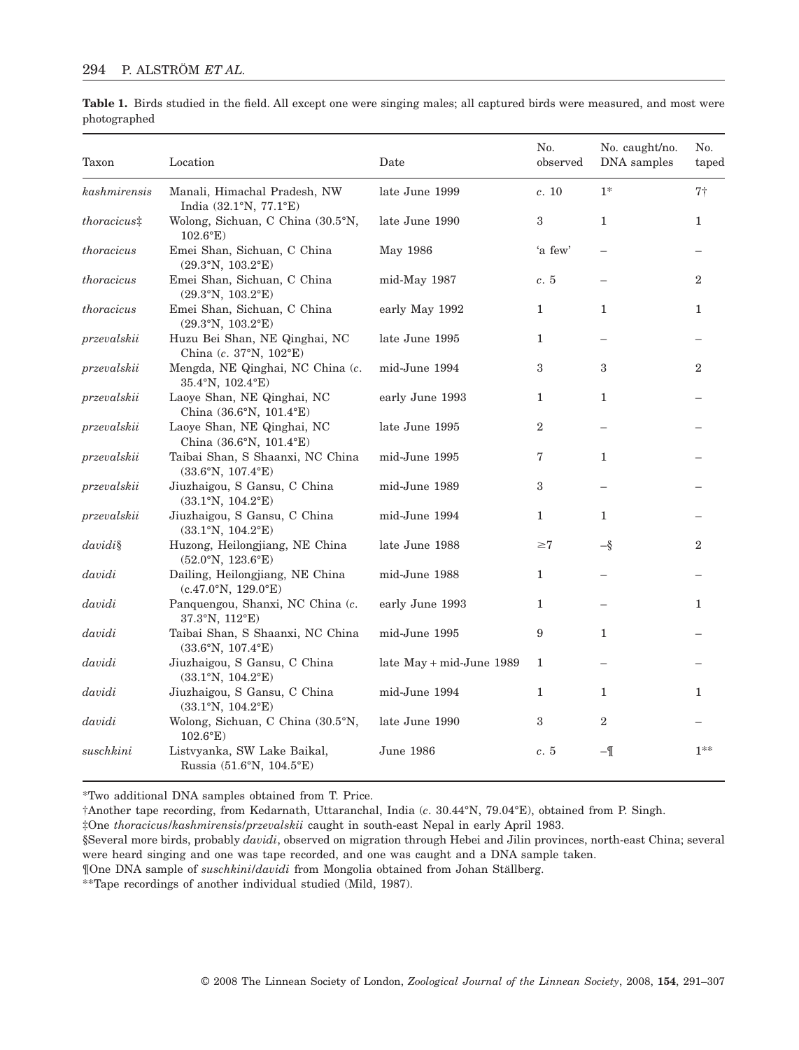**Table 1.** Birds studied in the field. All except one were singing males; all captured birds were measured, and most were photographed

| Taxon | Location | Date | No. observed | No. caught/no. DNA samples | No. taped |
|---|---|---|---|---|---|
| *kashmirensis* | Manali, Himachal Pradesh, NW India (32.1°N, 77.1°E) | late June 1999 | *c.* 10 | 1* | 7† |
| *thoracicus*‡ | Wolong, Sichuan, C China (30.5°N, 102.6°E) | late June 1990 | 3 | 1 | 1 |
| *thoracicus* | Emei Shan, Sichuan, C China (29.3°N, 103.2°E) | May 1986 | 'a few' | – | – |
| *thoracicus* | Emei Shan, Sichuan, C China (29.3°N, 103.2°E) | mid-May 1987 | *c.* 5 | – | 2 |
| *thoracicus* | Emei Shan, Sichuan, C China (29.3°N, 103.2°E) | early May 1992 | 1 | 1 | 1 |
| *przevalskii* | Huzu Bei Shan, NE Qinghai, NC China (*c.* 37°N, 102°E) | late June 1995 | 1 | – | – |
| *przevalskii* | Mengda, NE Qinghai, NC China (*c.* 35.4°N, 102.4°E) | mid-June 1994 | 3 | 3 | 2 |
| *przevalskii* | Laoye Shan, NE Qinghai, NC China (36.6°N, 101.4°E) | early June 1993 | 1 | 1 | – |
| *przevalskii* | Laoye Shan, NE Qinghai, NC China (36.6°N, 101.4°E) | late June 1995 | 2 | – | – |
| *przevalskii* | Taibai Shan, S Shaanxi, NC China (33.6°N, 107.4°E) | mid-June 1995 | 7 | 1 | – |
| *przevalskii* | Jiuzhaigou, S Gansu, C China (33.1°N, 104.2°E) | mid-June 1989 | 3 | – | – |
| *przevalskii* | Jiuzhaigou, S Gansu, C China (33.1°N, 104.2°E) | mid-June 1994 | 1 | 1 | – |
| *davidi*§ | Huzong, Heilongjiang, NE China (52.0°N, 123.6°E) | late June 1988 | ≥7 | –§ | 2 |
| *davidi* | Dailing, Heilongjiang, NE China (c.47.0°N, 129.0°E) | mid-June 1988 | 1 | – | – |
| *davidi* | Panquengou, Shanxi, NC China (*c.* 37.3°N, 112°E) | early June 1993 | 1 | – | 1 |
| *davidi* | Taibai Shan, S Shaanxi, NC China (33.6°N, 107.4°E) | mid-June 1995 | 9 | 1 | – |
| *davidi* | Jiuzhaigou, S Gansu, C China (33.1°N, 104.2°E) | late May + mid-June 1989 | 1 | – | – |
| *davidi* | Jiuzhaigou, S Gansu, C China (33.1°N, 104.2°E) | mid-June 1994 | 1 | 1 | 1 |
| *davidi* | Wolong, Sichuan, C China (30.5°N, 102.6°E) | late June 1990 | 3 | 2 | – |
| *suschkini* | Listvyanka, SW Lake Baikal, Russia (51.6°N, 104.5°E) | June 1986 | *c.* 5 | –¶ | 1** |

*Two additional DNA samples obtained from T. Price.

†Another tape recording, from Kedarnath, Uttaranchal, India (*c.* 30.44°N, 79.04°E), obtained from P. Singh.

‡One *thoracicus/kashmirensis/przevalskii* caught in south-east Nepal in early April 1983.

§Several more birds, probably *davidi*, observed on migration through Hebei and Jilin provinces, north-east China; several were heard singing and one was tape recorded, and one was caught and a DNA sample taken.

¶One DNA sample of *suschkini/davidi* from Mongolia obtained from Johan Ställberg.

**Tape recordings of another individual studied (Mild, 1987).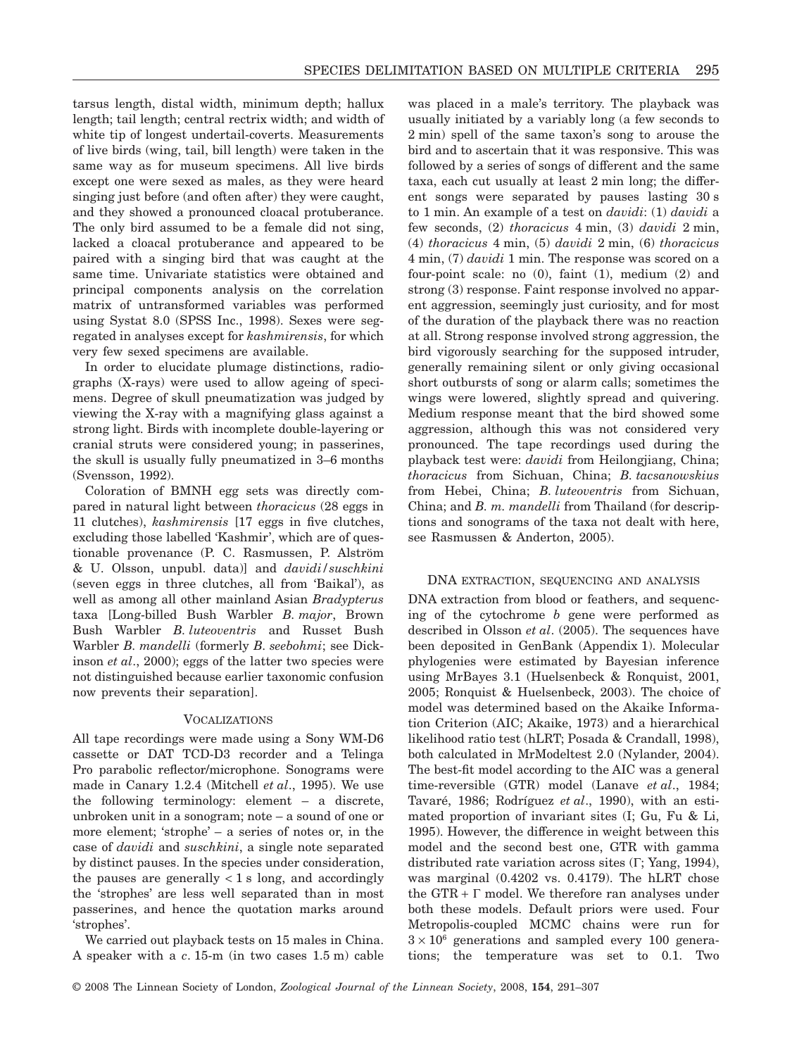tarsus length, distal width, minimum depth; hallux length; tail length; central rectrix width; and width of white tip of longest undertail-coverts. Measurements of live birds (wing, tail, bill length) were taken in the same way as for museum specimens. All live birds except one were sexed as males, as they were heard singing just before (and often after) they were caught, and they showed a pronounced cloacal protuberance. The only bird assumed to be a female did not sing, lacked a cloacal protuberance and appeared to be paired with a singing bird that was caught at the same time. Univariate statistics were obtained and principal components analysis on the correlation matrix of untransformed variables was performed using Systat 8.0 (SPSS Inc., 1998). Sexes were segregated in analyses except for *kashmirensis*, for which very few sexed specimens are available.

In order to elucidate plumage distinctions, radiographs (X-rays) were used to allow ageing of specimens. Degree of skull pneumatization was judged by viewing the X-ray with a magnifying glass against a strong light. Birds with incomplete double-layering or cranial struts were considered young; in passerines, the skull is usually fully pneumatized in 3–6 months (Svensson, 1992).

Coloration of BMNH egg sets was directly compared in natural light between *thoracicus* (28 eggs in 11 clutches), *kashmirensis* [17 eggs in five clutches, excluding those labelled 'Kashmir', which are of questionable provenance (P. C. Rasmussen, P. Alström & U. Olsson, unpubl. data)] and *davidi*/*suschkini* (seven eggs in three clutches, all from 'Baikal'), as well as among all other mainland Asian *Bradypterus* taxa [Long-billed Bush Warbler *B. major*, Brown Bush Warbler *B. luteoventris* and Russet Bush Warbler *B. mandelli* (formerly *B. seebohmi*; see Dickinson *et al*., 2000); eggs of the latter two species were not distinguished because earlier taxonomic confusion now prevents their separation].

## VOCALIZATIONS

All tape recordings were made using a Sony WM-D6 cassette or DAT TCD-D3 recorder and a Telinga Pro parabolic reflector/microphone. Sonograms were made in Canary 1.2.4 (Mitchell *et al*., 1995). We use the following terminology: element – a discrete, unbroken unit in a sonogram; note – a sound of one or more element; 'strophe' – a series of notes or, in the case of *davidi* and *suschkini*, a single note separated by distinct pauses. In the species under consideration, the pauses are generally < 1 s long, and accordingly the 'strophes' are less well separated than in most passerines, and hence the quotation marks around 'strophes'.

We carried out playback tests on 15 males in China. A speaker with a *c*. 15-m (in two cases 1.5 m) cable was placed in a male's territory. The playback was usually initiated by a variably long (a few seconds to 2 min) spell of the same taxon's song to arouse the bird and to ascertain that it was responsive. This was followed by a series of songs of different and the same taxa, each cut usually at least 2 min long; the different songs were separated by pauses lasting 30 s to 1 min. An example of a test on *davidi*: (1) *davidi* a few seconds, (2) *thoracicus* 4 min, (3) *davidi* 2 min, (4) *thoracicus* 4 min, (5) *davidi* 2 min, (6) *thoracicus* 4 min, (7) *davidi* 1 min. The response was scored on a four-point scale: no (0), faint (1), medium (2) and strong (3) response. Faint response involved no apparent aggression, seemingly just curiosity, and for most of the duration of the playback there was no reaction at all. Strong response involved strong aggression, the bird vigorously searching for the supposed intruder, generally remaining silent or only giving occasional short outbursts of song or alarm calls; sometimes the wings were lowered, slightly spread and quivering. Medium response meant that the bird showed some aggression, although this was not considered very pronounced. The tape recordings used during the playback test were: *davidi* from Heilongjiang, China; *thoracicus* from Sichuan, China; *B. tacsanowskius* from Hebei, China; *B. luteoventris* from Sichuan, China; and *B. m. mandelli* from Thailand (for descriptions and sonograms of the taxa not dealt with here, see Rasmussen & Anderton, 2005).

## DNA EXTRACTION, SEQUENCING AND ANALYSIS

DNA extraction from blood or feathers, and sequencing of the cytochrome *b* gene were performed as described in Olsson *et al*. (2005). The sequences have been deposited in GenBank (Appendix 1). Molecular phylogenies were estimated by Bayesian inference using MrBayes 3.1 (Huelsenbeck & Ronquist, 2001, 2005; Ronquist & Huelsenbeck, 2003). The choice of model was determined based on the Akaike Information Criterion (AIC; Akaike, 1973) and a hierarchical likelihood ratio test (hLRT; Posada & Crandall, 1998), both calculated in MrModeltest 2.0 (Nylander, 2004). The best-fit model according to the AIC was a general time-reversible (GTR) model (Lanave *et al*., 1984; Tavaré, 1986; Rodríguez *et al*., 1990), with an estimated proportion of invariant sites (I; Gu, Fu & Li, 1995). However, the difference in weight between this model and the second best one, GTR with gamma distributed rate variation across sites (Γ; Yang, 1994), was marginal (0.4202 vs. 0.4179). The hLRT chose the GTR + Γ model. We therefore ran analyses under both these models. Default priors were used. Four Metropolis-coupled MCMC chains were run for $3 \times 10^6$ generations and sampled every 100 generations; the temperature was set to 0.1. Two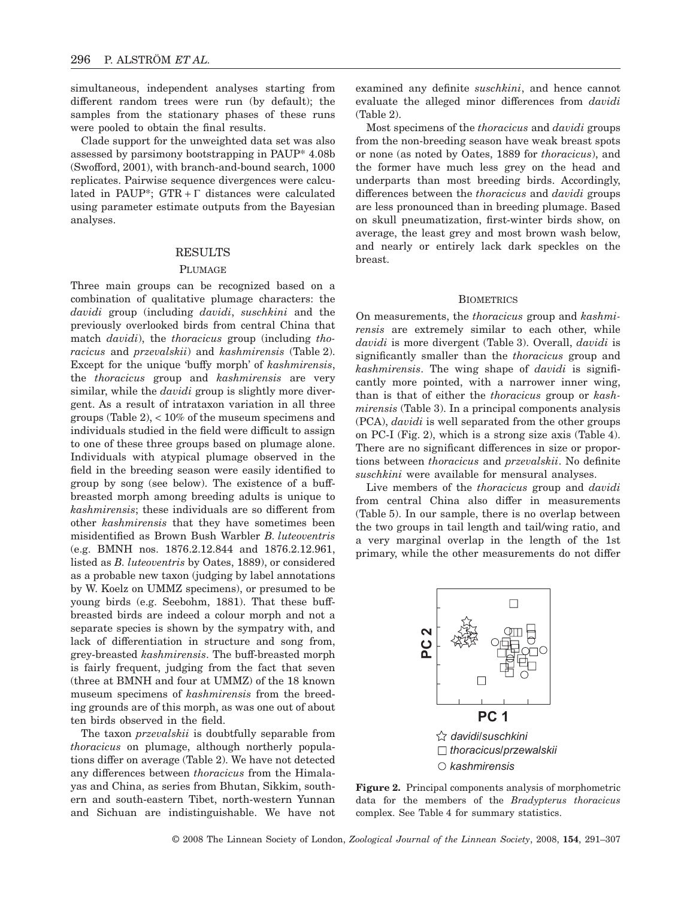simultaneous, independent analyses starting from different random trees were run (by default); the samples from the stationary phases of these runs were pooled to obtain the final results.

Clade support for the unweighted data set was also assessed by parsimony bootstrapping in PAUP* 4.08b (Swofford, 2001), with branch-and-bound search, 1000 replicates. Pairwise sequence divergences were calculated in PAUP*; GTR + $\Gamma$ distances were calculated using parameter estimate outputs from the Bayesian analyses.

## RESULTS

### PLUMAGE

Three main groups can be recognized based on a combination of qualitative plumage characters: the *davidi* group (including *davidi*, *suschkini* and the previously overlooked birds from central China that match *davidi*), the *thoracicus* group (including *thoracicus* and *przevalskii*) and *kashmirensis* (Table 2). Except for the unique 'buffy morph' of *kashmirensis*, the *thoracicus* group and *kashmirensis* are very similar, while the *davidi* group is slightly more divergent. As a result of intrataxon variation in all three groups (Table 2), < 10% of the museum specimens and individuals studied in the field were difficult to assign to one of these three groups based on plumage alone. Individuals with atypical plumage observed in the field in the breeding season were easily identified to group by song (see below). The existence of a buff-breasted morph among breeding adults is unique to *kashmirensis*; these individuals are so different from other *kashmirensis* that they have sometimes been misidentified as Brown Bush Warbler *B. luteoventris* (e.g. BMNH nos. 1876.2.12.844 and 1876.2.12.961, listed as *B. luteoventris* by Oates, 1889), or considered as a probable new taxon (judging by label annotations by W. Koelz on UMMZ specimens), or presumed to be young birds (e.g. Seebohm, 1881). That these buff-breasted birds are indeed a colour morph and not a separate species is shown by the sympatry with, and lack of differentiation in structure and song from, grey-breasted *kashmirensis*. The buff-breasted morph is fairly frequent, judging from the fact that seven (three at BMNH and four at UMMZ) of the 18 known museum specimens of *kashmirensis* from the breeding grounds are of this morph, as was one out of about ten birds observed in the field.

The taxon *przevalskii* is doubtfully separable from *thoracicus* on plumage, although northerly populations differ on average (Table 2). We have not detected any differences between *thoracicus* from the Himalayas and China, as series from Bhutan, Sikkim, southern and south-eastern Tibet, north-western Yunnan and Sichuan are indistinguishable. We have not examined any definite *suschkini*, and hence cannot evaluate the alleged minor differences from *davidi* (Table 2).

Most specimens of the *thoracicus* and *davidi* groups from the non-breeding season have weak breast spots or none (as noted by Oates, 1889 for *thoracicus*), and the former have much less grey on the head and underparts than most breeding birds. Accordingly, differences between the *thoracicus* and *davidi* groups are less pronounced than in breeding plumage. Based on skull pneumatization, first-winter birds show, on average, the least grey and most brown wash below, and nearly or entirely lack dark speckles on the breast.

### BIOMETRICS

On measurements, the *thoracicus* group and *kashmirensis* are extremely similar to each other, while *davidi* is more divergent (Table 3). Overall, *davidi* is significantly smaller than the *thoracicus* group and *kashmirensis*. The wing shape of *davidi* is significantly more pointed, with a narrower inner wing, than is that of either the *thoracicus* group or *kashmirensis* (Table 3). In a principal components analysis (PCA), *davidi* is well separated from the other groups on PC-I (Fig. 2), which is a strong size axis (Table 4). There are no significant differences in size or proportions between *thoracicus* and *przevalskii*. No definite *suschkini* were available for mensural analyses.

Live members of the *thoracicus* group and *davidi* from central China also differ in measurements (Table 5). In our sample, there is no overlap between the two groups in tail length and tail/wing ratio, and a very marginal overlap in the length of the 1st primary, while the other measurements do not differ

PC 2

PC 1

☆ *davidi*/*suschkini*

□ *thoracicus*/*przewalskii*

○ *kashmirensis*

**Figure 2.** Principal components analysis of morphometric data for the members of the *Bradypterus thoracicus* complex. See Table 4 for summary statistics.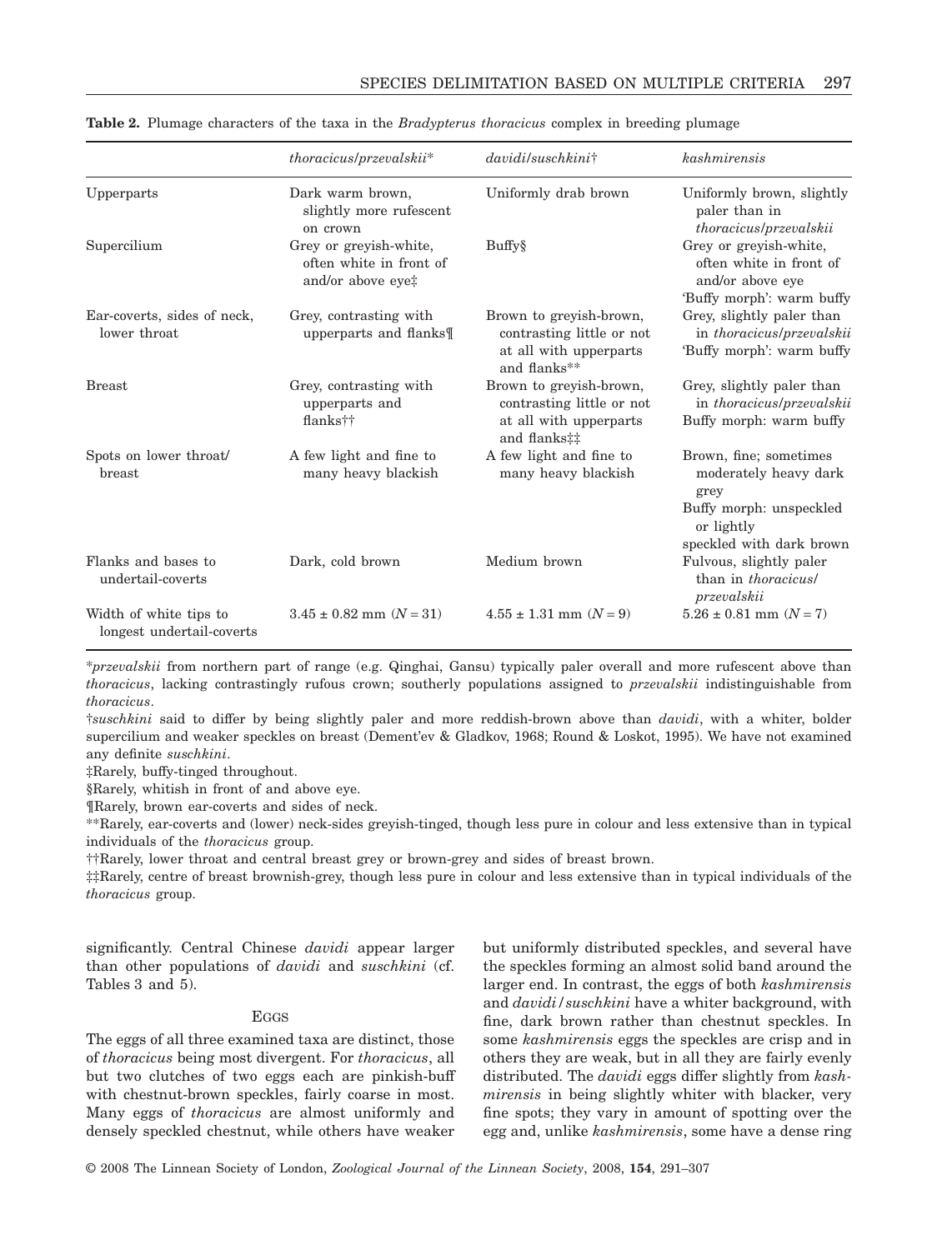**Table 2.** Plumage characters of the taxa in the *Bradypterus thoracicus* complex in breeding plumage

| | *thoracicus*/*przevalskii*\* | *davidi*/*suschkini*† | *kashmirensis* |
|---|---|---|---|
| Upperparts | Dark warm brown, slightly more rufescent on crown | Uniformly drab brown | Uniformly brown, slightly paler than in *thoracicus*/*przevalskii* |
| Supercilium | Grey or greyish-white, often white in front of and/or above eye‡ | Buffy§ | Grey or greyish-white, often white in front of and/or above eye<br>'Buffy morph': warm buffy |
| Ear-coverts, sides of neck, lower throat | Grey, contrasting with upperparts and flanks¶ | Brown to greyish-brown, contrasting little or not at all with upperparts and flanks\*\* | Grey, slightly paler than in *thoracicus*/*przevalskii*<br>'Buffy morph': warm buffy |
| Breast | Grey, contrasting with upperparts and flanks†† | Brown to greyish-brown, contrasting little or not at all with upperparts and flanks‡‡ | Grey, slightly paler than in *thoracicus*/*przevalskii*<br>Buffy morph: warm buffy |
| Spots on lower throat/ breast | A few light and fine to many heavy blackish | A few light and fine to many heavy blackish | Brown, fine; sometimes moderately heavy dark grey<br>Buffy morph: unspeckled or lightly speckled with dark brown |
| Flanks and bases to undertail-coverts | Dark, cold brown | Medium brown | Fulvous, slightly paler than in *thoracicus*/*przevalskii* |
| Width of white tips to longest undertail-coverts | $3.45 \pm 0.82$ mm ($N = 31$) | $4.55 \pm 1.31$ mm ($N = 9$) | $5.26 \pm 0.81$ mm ($N = 7$) |

\**przevalskii* from northern part of range (e.g. Qinghai, Gansu) typically paler overall and more rufescent above than *thoracicus*, lacking contrastingly rufous crown; southerly populations assigned to *przevalskii* indistinguishable from *thoracicus*.

†*suschkini* said to differ by being slightly paler and more reddish-brown above than *davidi*, with a whiter, bolder supercilium and weaker speckles on breast (Dement'ev & Gladkov, 1968; Round & Loskot, 1995). We have not examined any definite *suschkini*.

‡Rarely, buffy-tinged throughout.

§Rarely, whitish in front of and above eye.

¶Rarely, brown ear-coverts and sides of neck.

\*\*Rarely, ear-coverts and (lower) neck-sides greyish-tinged, though less pure in colour and less extensive than in typical individuals of the *thoracicus* group.

††Rarely, lower throat and central breast grey or brown-grey and sides of breast brown.

‡‡Rarely, centre of breast brownish-grey, though less pure in colour and less extensive than in typical individuals of the *thoracicus* group.

significantly. Central Chinese *davidi* appear larger than other populations of *davidi* and *suschkini* (cf. Tables 3 and 5).

### Eggs

The eggs of all three examined taxa are distinct, those of *thoracicus* being most divergent. For *thoracicus*, all but two clutches of two eggs each are pinkish-buff with chestnut-brown speckles, fairly coarse in most. Many eggs of *thoracicus* are almost uniformly and densely speckled chestnut, while others have weaker but uniformly distributed speckles, and several have the speckles forming an almost solid band around the larger end. In contrast, the eggs of both *kashmirensis* and *davidi*/*suschkini* have a whiter background, with fine, dark brown rather than chestnut speckles. In some *kashmirensis* eggs the speckles are crisp and in others they are weak, but in all they are fairly evenly distributed. The *davidi* eggs differ slightly from *kashmirensis* in being slightly whiter with blacker, very fine spots; they vary in amount of spotting over the egg and, unlike *kashmirensis*, some have a dense ring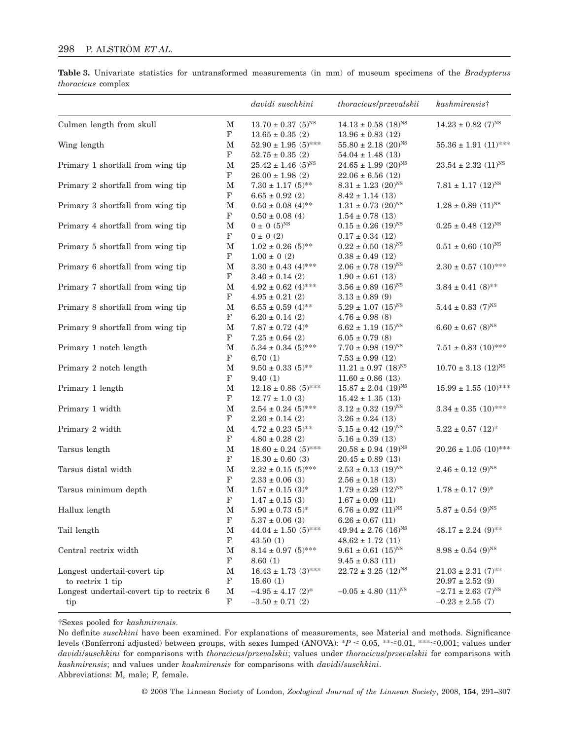**Table 3.** Univariate statistics for untransformed measurements (in mm) of museum specimens of the *Bradypterus thoracicus* complex

| | | *davidi suschkini* | *thoracicus/przevalskii* | *kashmirensis*† |
|---|---|---|---|---|
| Culmen length from skull | M | 13.70 ± 0.37 (5)[NS] | 14.13 ± 0.58 (18)[NS] | 14.23 ± 0.82 (7)[NS] |
| | F | 13.65 ± 0.35 (2) | 13.96 ± 0.83 (12) | |
| Wing length | M | 52.90 ± 1.95 (5)*** | 55.80 ± 2.18 (20)[NS] | 55.36 ± 1.91 (11)*** |
| | F | 52.75 ± 0.35 (2) | 54.04 ± 1.48 (13) | |
| Primary 1 shortfall from wing tip | M | 25.42 ± 1.46 (5)[NS] | 24.65 ± 1.99 (20)[NS] | 23.54 ± 2.32 (11)[NS] |
| | F | 26.00 ± 1.98 (2) | 22.06 ± 6.56 (12) | |
| Primary 2 shortfall from wing tip | M | 7.30 ± 1.17 (5)** | 8.31 ± 1.23 (20)[NS] | 7.81 ± 1.17 (12)[NS] |
| | F | 6.65 ± 0.92 (2) | 8.42 ± 1.14 (13) | |
| Primary 3 shortfall from wing tip | M | 0.50 ± 0.08 (4)** | 1.31 ± 0.73 (20)[NS] | 1.28 ± 0.89 (11)[NS] |
| | F | 0.50 ± 0.08 (4) | 1.54 ± 0.78 (13) | |
| Primary 4 shortfall from wing tip | M | 0 ± 0 (5)[NS] | 0.15 ± 0.26 (19)[NS] | 0.25 ± 0.48 (12)[NS] |
| | F | 0 ± 0 (2) | 0.17 ± 0.34 (12) | |
| Primary 5 shortfall from wing tip | M | 1.02 ± 0.26 (5)** | 0.22 ± 0.50 (18)[NS] | 0.51 ± 0.60 (10)[NS] |
| | F | 1.00 ± 0 (2) | 0.38 ± 0.49 (12) | |
| Primary 6 shortfall from wing tip | M | 3.30 ± 0.43 (4)*** | 2.06 ± 0.78 (19)[NS] | 2.30 ± 0.57 (10)*** |
| | F | 3.40 ± 0.14 (2) | 1.90 ± 0.61 (13) | |
| Primary 7 shortfall from wing tip | M | 4.92 ± 0.62 (4)*** | 3.56 ± 0.89 (16)[NS] | 3.84 ± 0.41 (8)** |
| | F | 4.95 ± 0.21 (2) | 3.13 ± 0.89 (9) | |
| Primary 8 shortfall from wing tip | M | 6.55 ± 0.59 (4)** | 5.29 ± 1.07 (15)[NS] | 5.44 ± 0.83 (7)[NS] |
| | F | 6.20 ± 0.14 (2) | 4.76 ± 0.98 (8) | |
| Primary 9 shortfall from wing tip | M | 7.87 ± 0.72 (4)* | 6.62 ± 1.19 (15)[NS] | 6.60 ± 0.67 (8)[NS] |
| | F | 7.25 ± 0.64 (2) | 6.05 ± 0.79 (8) | |
| Primary 1 notch length | M | 5.34 ± 0.34 (5)*** | 7.70 ± 0.98 (19)[NS] | 7.51 ± 0.83 (10)*** |
| | F | 6.70 (1) | 7.53 ± 0.99 (12) | |
| Primary 2 notch length | M | 9.50 ± 0.33 (5)** | 11.21 ± 0.97 (18)[NS] | 10.70 ± 3.13 (12)[NS] |
| | F | 9.40 (1) | 11.60 ± 0.86 (13) | |
| Primary 1 length | M | 12.18 ± 0.88 (5)*** | 15.87 ± 2.04 (19)[NS] | 15.99 ± 1.55 (10)*** |
| | F | 12.77 ± 1.0 (3) | 15.42 ± 1.35 (13) | |
| Primary 1 width | M | 2.54 ± 0.24 (5)*** | 3.12 ± 0.32 (19)[NS] | 3.34 ± 0.35 (10)*** |
| | F | 2.20 ± 0.14 (2) | 3.26 ± 0.24 (13) | |
| Primary 2 width | M | 4.72 ± 0.23 (5)** | 5.15 ± 0.42 (19)[NS] | 5.22 ± 0.57 (12)* |
| | F | 4.80 ± 0.28 (2) | 5.16 ± 0.39 (13) | |
| Tarsus length | M | 18.60 ± 0.24 (5)*** | 20.58 ± 0.94 (19)[NS] | 20.26 ± 1.05 (10)*** |
| | F | 18.30 ± 0.60 (3) | 20.45 ± 0.89 (13) | |
| Tarsus distal width | M | 2.32 ± 0.15 (5)*** | 2.53 ± 0.13 (19)[NS] | 2.46 ± 0.12 (9)[NS] |
| | F | 2.33 ± 0.06 (3) | 2.56 ± 0.18 (13) | |
| Tarsus minimum depth | M | 1.57 ± 0.15 (3)* | 1.79 ± 0.29 (12)[NS] | 1.78 ± 0.17 (9)* |
| | F | 1.47 ± 0.15 (3) | 1.67 ± 0.09 (11) | |
| Hallux length | M | 5.90 ± 0.73 (5)* | 6.76 ± 0.92 (11)[NS] | 5.87 ± 0.54 (9)[NS] |
| | F | 5.37 ± 0.06 (3) | 6.26 ± 0.67 (11) | |
| Tail length | M | 44.04 ± 1.50 (5)*** | 49.94 ± 2.76 (16)[NS] | 48.17 ± 2.24 (9)** |
| | F | 43.50 (1) | 48.62 ± 1.72 (11) | |
| Central rectrix width | M | 8.14 ± 0.97 (5)*** | 9.61 ± 0.61 (15)[NS] | 8.98 ± 0.54 (9)[NS] |
| | F | 8.60 (1) | 9.45 ± 0.83 (11) | |
| Longest undertail-covert tip to rectrix 1 tip | M | 16.43 ± 1.73 (3)*** | 22.72 ± 3.25 (12)[NS] | 21.03 ± 2.31 (7)** |
| | F | 15.60 (1) | | 20.97 ± 2.52 (9) |
| Longest undertail-covert tip to rectrix 6 tip | M | −4.95 ± 4.17 (2)* | −0.05 ± 4.80 (11)[NS] | −2.71 ± 2.63 (7)[NS] |
| | F | −3.50 ± 0.71 (2) | | −0.23 ± 2.55 (7) |

†Sexes pooled for *kashmirensis*.

No definite *suschkini* have been examined. For explanations of measurements, see Material and methods. Significance levels (Bonferroni adjusted) between groups, with sexes lumped (ANOVA): *$P \leq 0.05$, **≤0.01, ***≤0.001; values under *davidi/suschkini* for comparisons with *thoracicus/przevalskii*; values under *thoracicus/przevalskii* for comparisons with *kashmirensis*; and values under *kashmirensis* for comparisons with *davidi/suschkini*.

Abbreviations: M, male; F, female.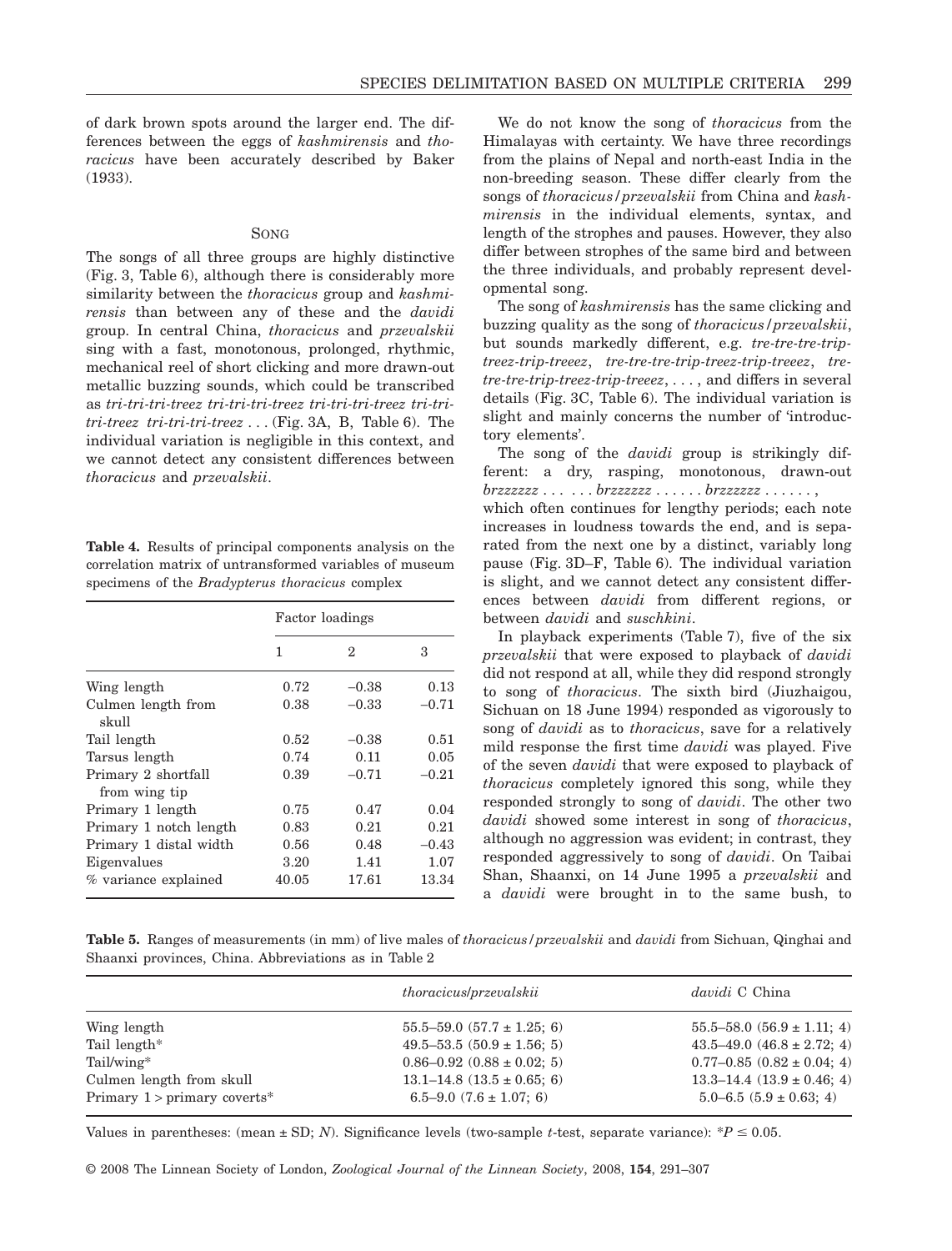of dark brown spots around the larger end. The differences between the eggs of *kashmirensis* and *thoracicus* have been accurately described by Baker (1933).

## SONG

The songs of all three groups are highly distinctive (Fig. 3, Table 6), although there is considerably more similarity between the *thoracicus* group and *kashmirensis* than between any of these and the *davidi* group. In central China, *thoracicus* and *przevalskii* sing with a fast, monotonous, prolonged, rhythmic, mechanical reel of short clicking and more drawn-out metallic buzzing sounds, which could be transcribed as *tri-tri-tri-treez tri-tri-tri-treez tri-tri-tri-treez tri-tri-tri-treez tri-tri-tri-treez* . . . (Fig. 3A, B, Table 6). The individual variation is negligible in this context, and we cannot detect any consistent differences between *thoracicus* and *przevalskii*.

**Table 4.** Results of principal components analysis on the correlation matrix of untransformed variables of museum specimens of the *Bradypterus thoracicus* complex

| | Factor loadings | | |
|---|---|---|---|
| | 1 | 2 | 3 |
| Wing length | 0.72 | −0.38 | 0.13 |
| Culmen length from skull | 0.38 | −0.33 | −0.71 |
| Tail length | 0.52 | −0.38 | 0.51 |
| Tarsus length | 0.74 | 0.11 | 0.05 |
| Primary 2 shortfall from wing tip | 0.39 | −0.71 | −0.21 |
| Primary 1 length | 0.75 | 0.47 | 0.04 |
| Primary 1 notch length | 0.83 | 0.21 | 0.21 |
| Primary 1 distal width | 0.56 | 0.48 | −0.43 |
| Eigenvalues | 3.20 | 1.41 | 1.07 |
| % variance explained | 40.05 | 17.61 | 13.34 |

We do not know the song of *thoracicus* from the Himalayas with certainty. We have three recordings from the plains of Nepal and north-east India in the non-breeding season. These differ clearly from the songs of *thoracicus*/*przevalskii* from China and *kashmirensis* in the individual elements, syntax, and length of the strophes and pauses. However, they also differ between strophes of the same bird and between the three individuals, and probably represent developmental song.

The song of *kashmirensis* has the same clicking and buzzing quality as the song of *thoracicus*/*przevalskii*, but sounds markedly different, e.g. *tre-tre-tre-trip-treez-trip-treeez*, *tre-tre-tre-trip-treez-trip-treeez*, *tre-tre-tre-trip-treez-trip-treeez*, . . . , and differs in several details (Fig. 3C, Table 6). The individual variation is slight and mainly concerns the number of 'introductory elements'.

The song of the *davidi* group is strikingly different: a dry, rasping, monotonous, drawn-out *brzzzzzz* . . . . . . *brzzzzzz* . . . . . . *brzzzzzz* . . . . . . , which often continues for lengthy periods; each note increases in loudness towards the end, and is separated from the next one by a distinct, variably long pause (Fig. 3D–F, Table 6). The individual variation is slight, and we cannot detect any consistent differences between *davidi* from different regions, or between *davidi* and *suschkini*.

In playback experiments (Table 7), five of the six *przevalskii* that were exposed to playback of *davidi* did not respond at all, while they did respond strongly to song of *thoracicus*. The sixth bird (Jiuzhaigou, Sichuan on 18 June 1994) responded as vigorously to song of *davidi* as to *thoracicus*, save for a relatively mild response the first time *davidi* was played. Five of the seven *davidi* that were exposed to playback of *thoracicus* completely ignored this song, while they responded strongly to song of *davidi*. The other two *davidi* showed some interest in song of *thoracicus*, although no aggression was evident; in contrast, they responded aggressively to song of *davidi*. On Taibai Shan, Shaanxi, on 14 June 1995 a *przevalskii* and a *davidi* were brought in to the same bush, to

**Table 5.** Ranges of measurements (in mm) of live males of *thoracicus*/*przevalskii* and *davidi* from Sichuan, Qinghai and Shaanxi provinces, China. Abbreviations as in Table 2

| | *thoracicus/przevalskii* | *davidi* C China |
|---|---|---|
| Wing length | 55.5–59.0 (57.7 ± 1.25; 6) | 55.5–58.0 (56.9 ± 1.11; 4) |
| Tail length* | 49.5–53.5 (50.9 ± 1.56; 5) | 43.5–49.0 (46.8 ± 2.72; 4) |
| Tail/wing* | 0.86–0.92 (0.88 ± 0.02; 5) | 0.77–0.85 (0.82 ± 0.04; 4) |
| Culmen length from skull | 13.1–14.8 (13.5 ± 0.65; 6) | 13.3–14.4 (13.9 ± 0.46; 4) |
| Primary 1 > primary coverts* | 6.5–9.0 (7.6 ± 1.07; 6) | 5.0–6.5 (5.9 ± 0.63; 4) |

Values in parentheses: (mean ± SD; *N*). Significance levels (two-sample *t*-test, separate variance): $*P \leq 0.05$.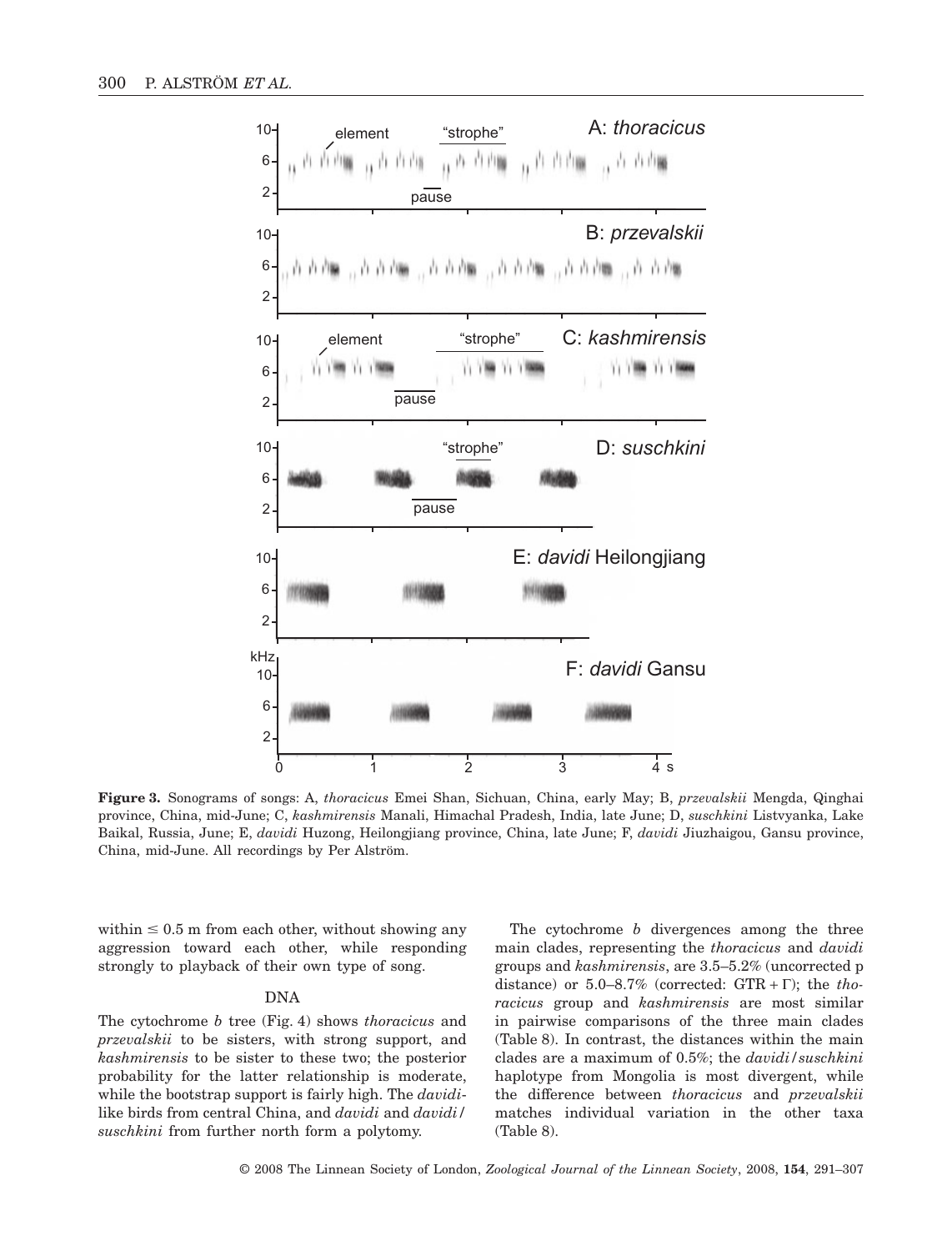10
element
"strophe"
A: *thoracicus*
6
2
pause

10
B: *przevalskii*
6
2

10
element
"strophe"
C: *kashmirensis*
6
pause
2

10
"strophe"
D: *suschkini*
6
2
pause

10
E: *davidi* Heilongjiang
6
2

kHz
10
F: *davidi* Gansu
6
2
0 1 2 3 4 s

**Figure 3.** Sonograms of songs: A, *thoracicus* Emei Shan, Sichuan, China, early May; B, *przevalskii* Mengda, Qinghai province, China, mid-June; C, *kashmirensis* Manali, Himachal Pradesh, India, late June; D, *suschkini* Listvyanka, Lake Baikal, Russia, June; E, *davidi* Huzong, Heilongjiang province, China, late June; F, *davidi* Jiuzhaigou, Gansu province, China, mid-June. All recordings by Per Alström.

within ≤ 0.5 m from each other, without showing any aggression toward each other, while responding strongly to playback of their own type of song.

## DNA

The cytochrome *b* tree (Fig. 4) shows *thoracicus* and *przevalskii* to be sisters, with strong support, and *kashmirensis* to be sister to these two; the posterior probability for the latter relationship is moderate, while the bootstrap support is fairly high. The *davidi*-like birds from central China, and *davidi* and *davidi*/*suschkini* from further north form a polytomy.

The cytochrome *b* divergences among the three main clades, representing the *thoracicus* and *davidi* groups and *kashmirensis*, are 3.5–5.2% (uncorrected p distance) or 5.0–8.7% (corrected: GTR + Γ); the *thoracicus* group and *kashmirensis* are most similar in pairwise comparisons of the three main clades (Table 8). In contrast, the distances within the main clades are a maximum of 0.5%; the *davidi*/*suschkini* haplotype from Mongolia is most divergent, while the difference between *thoracicus* and *przevalskii* matches individual variation in the other taxa (Table 8).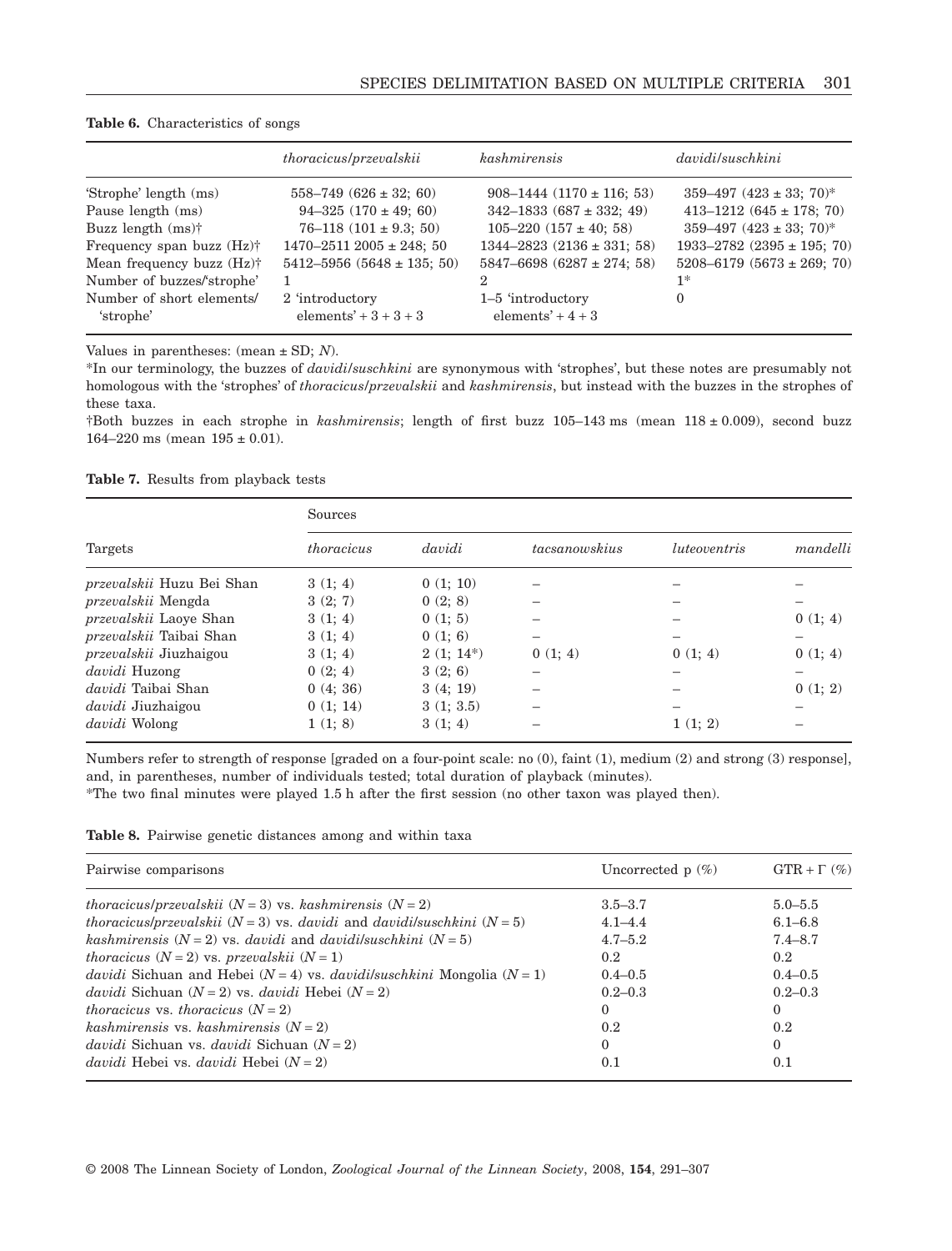**Table 6.** Characteristics of songs

| | *thoracicus/przevalskii* | *kashmirensis* | *davidi/suschkini* |
|---|---|---|---|
| 'Strophe' length (ms) | 558–749 (626 ± 32; 60) | 908–1444 (1170 ± 116; 53) | 359–497 (423 ± 33; 70)* |
| Pause length (ms) | 94–325 (170 ± 49; 60) | 342–1833 (687 ± 332; 49) | 413–1212 (645 ± 178; 70) |
| Buzz length (ms)† | 76–118 (101 ± 9.3; 50) | 105–220 (157 ± 40; 58) | 359–497 (423 ± 33; 70)* |
| Frequency span buzz (Hz)† | 1470–2511 2005 ± 248; 50 | 1344–2823 (2136 ± 331; 58) | 1933–2782 (2395 ± 195; 70) |
| Mean frequency buzz (Hz)† | 5412–5956 (5648 ± 135; 50) | 5847–6698 (6287 ± 274; 58) | 5208–6179 (5673 ± 269; 70) |
| Number of buzzes/'strophe' | 1 | 2 | 1* |
| Number of short elements/'strophe' | 2 'introductory elements' + 3 + 3 + 3 | 1–5 'introductory elements' + 4 + 3 | 0 |

Values in parentheses: (mean ± SD; *N*).

*In our terminology, the buzzes of *davidi/suschkini* are synonymous with 'strophes', but these notes are presumably not homologous with the 'strophes' of *thoracicus/przevalskii* and *kashmirensis*, but instead with the buzzes in the strophes of these taxa.

†Both buzzes in each strophe in *kashmirensis*; length of first buzz 105–143 ms (mean 118 ± 0.009), second buzz 164–220 ms (mean 195 ± 0.01).

**Table 7.** Results from playback tests

| | Sources | | | | |
|---|---|---|---|---|---|
| Targets | *thoracicus* | *davidi* | *tacsanowskius* | *luteoventris* | *mandelli* |
| *przevalskii* Huzu Bei Shan | 3 (1; 4) | 0 (1; 10) | – | – | – |
| *przevalskii* Mengda | 3 (2; 7) | 0 (2; 8) | – | – | – |
| *przevalskii* Laoye Shan | 3 (1; 4) | 0 (1; 5) | – | – | 0 (1; 4) |
| *przevalskii* Taibai Shan | 3 (1; 4) | 0 (1; 6) | – | – | – |
| *przevalskii* Jiuzhaigou | 3 (1; 4) | 2 (1; 14*) | 0 (1; 4) | 0 (1; 4) | 0 (1; 4) |
| *davidi* Huzong | 0 (2; 4) | 3 (2; 6) | – | – | – |
| *davidi* Taibai Shan | 0 (4; 36) | 3 (4; 19) | – | – | 0 (1; 2) |
| *davidi* Jiuzhaigou | 0 (1; 14) | 3 (1; 3.5) | – | – | – |
| *davidi* Wolong | 1 (1; 8) | 3 (1; 4) | – | 1 (1; 2) | – |

Numbers refer to strength of response [graded on a four-point scale: no (0), faint (1), medium (2) and strong (3) response], and, in parentheses, number of individuals tested; total duration of playback (minutes).

*The two final minutes were played 1.5 h after the first session (no other taxon was played then).

**Table 8.** Pairwise genetic distances among and within taxa

| Pairwise comparisons | Uncorrected p (%) | GTR + Γ (%) |
|---|---|---|
| *thoracicus/przevalskii* ($N = 3$) vs. *kashmirensis* ($N = 2$) | 3.5–3.7 | 5.0–5.5 |
| *thoracicus/przevalskii* ($N = 3$) vs. *davidi* and *davidi/suschkini* ($N = 5$) | 4.1–4.4 | 6.1–6.8 |
| *kashmirensis* ($N = 2$) vs. *davidi* and *davidi/suschkini* ($N = 5$) | 4.7–5.2 | 7.4–8.7 |
| *thoracicus* ($N = 2$) vs. *przevalskii* ($N = 1$) | 0.2 | 0.2 |
| *davidi* Sichuan and Hebei ($N = 4$) vs. *davidi/suschkini* Mongolia ($N = 1$) | 0.4–0.5 | 0.4–0.5 |
| *davidi* Sichuan ($N = 2$) vs. *davidi* Hebei ($N = 2$) | 0.2–0.3 | 0.2–0.3 |
| *thoracicus* vs. *thoracicus* ($N = 2$) | 0 | 0 |
| *kashmirensis* vs. *kashmirensis* ($N = 2$) | 0.2 | 0.2 |
| *davidi* Sichuan vs. *davidi* Sichuan ($N = 2$) | 0 | 0 |
| *davidi* Hebei vs. *davidi* Hebei ($N = 2$) | 0.1 | 0.1 |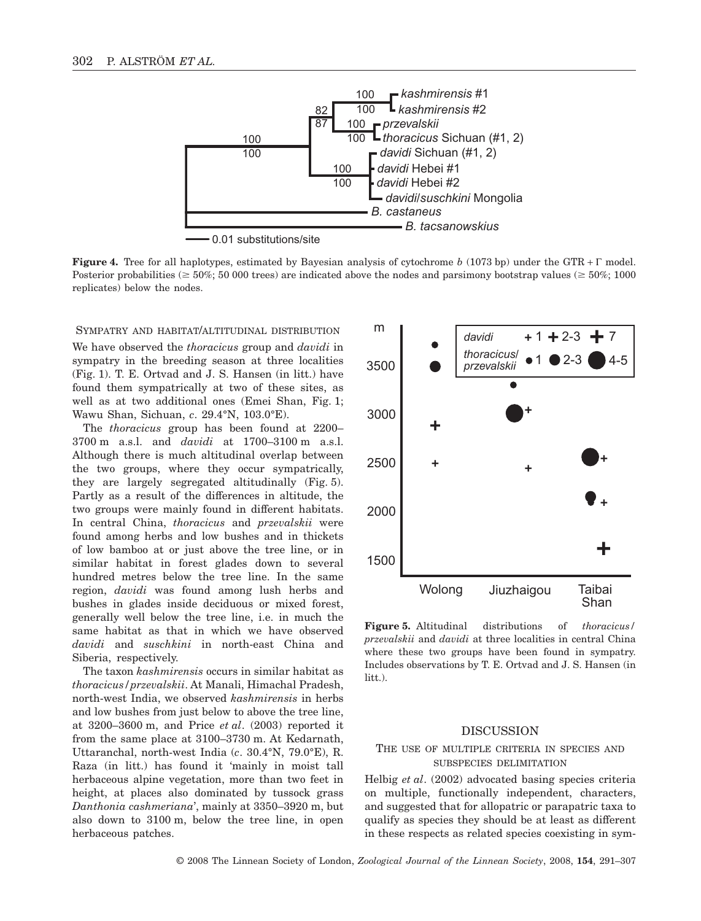100
100
82
87
100
100
100
100
100
100
kashmirensis #1
kashmirensis #2
przevalskii
thoracicus Sichuan (#1, 2)
davidi Sichuan (#1, 2)
davidi Hebei #1
davidi Hebei #2
davidi/suschkini Mongolia
B. castaneus
B. tacsanowskius
0.01 substitutions/site

**Figure 4.** Tree for all haplotypes, estimated by Bayesian analysis of cytochrome *b* (1073 bp) under the GTR + Γ model. Posterior probabilities (≥ 50%; 50 000 trees) are indicated above the nodes and parsimony bootstrap values (≥ 50%; 1000 replicates) below the nodes.

### SYMPATRY AND HABITAT/ALTITUDINAL DISTRIBUTION

We have observed the *thoracicus* group and *davidi* in sympatry in the breeding season at three localities (Fig. 1). T. E. Ortvad and J. S. Hansen (in litt.) have found them sympatrically at two of these sites, as well as at two additional ones (Emei Shan, Fig. 1; Wawu Shan, Sichuan, *c*. 29.4°N, 103.0°E).

The *thoracicus* group has been found at 2200–3700 m a.s.l. and *davidi* at 1700–3100 m a.s.l. Although there is much altitudinal overlap between the two groups, where they occur sympatrically, they are largely segregated altitudinally (Fig. 5). Partly as a result of the differences in altitude, the two groups were mainly found in different habitats. In central China, *thoracicus* and *przevalskii* were found among herbs and low bushes and in thickets of low bamboo at or just above the tree line, or in similar habitat in forest glades down to several hundred metres below the tree line. In the same region, *davidi* was found among lush herbs and bushes in glades inside deciduous or mixed forest, generally well below the tree line, i.e. in much the same habitat as that in which we have observed *davidi* and *suschkini* in north-east China and Siberia, respectively.

The taxon *kashmirensis* occurs in similar habitat as *thoracicus*/*przevalskii*. At Manali, Himachal Pradesh, north-west India, we observed *kashmirensis* in herbs and low bushes from just below to above the tree line, at 3200–3600 m, and Price *et al*. (2003) reported it from the same place at 3100–3730 m. At Kedarnath, Uttaranchal, north-west India (*c*. 30.4°N, 79.0°E), R. Raza (in litt.) has found it 'mainly in moist tall herbaceous alpine vegetation, more than two feet in height, at places also dominated by tussock grass *Danthonia cashmeriana*', mainly at 3350–3920 m, but also down to 3100 m, below the tree line, in open herbaceous patches.

m
3500
3000
2500
2000
1500
davidi + 1 + 2-3 + 7
thoracicus/przevalskii • 1 ● 2-3 ● 4-5
Wolong
Jiuzhaigou
Taibai Shan

**Figure 5.** Altitudinal distributions of *thoracicus*/*przevalskii* and *davidi* at three localities in central China where these two groups have been found in sympatry. Includes observations by T. E. Ortvad and J. S. Hansen (in litt.).

## DISCUSSION

### THE USE OF MULTIPLE CRITERIA IN SPECIES AND SUBSPECIES DELIMITATION

Helbig *et al*. (2002) advocated basing species criteria on multiple, functionally independent, characters, and suggested that for allopatric or parapatric taxa to qualify as species they should be at least as different in these respects as related species coexisting in sym-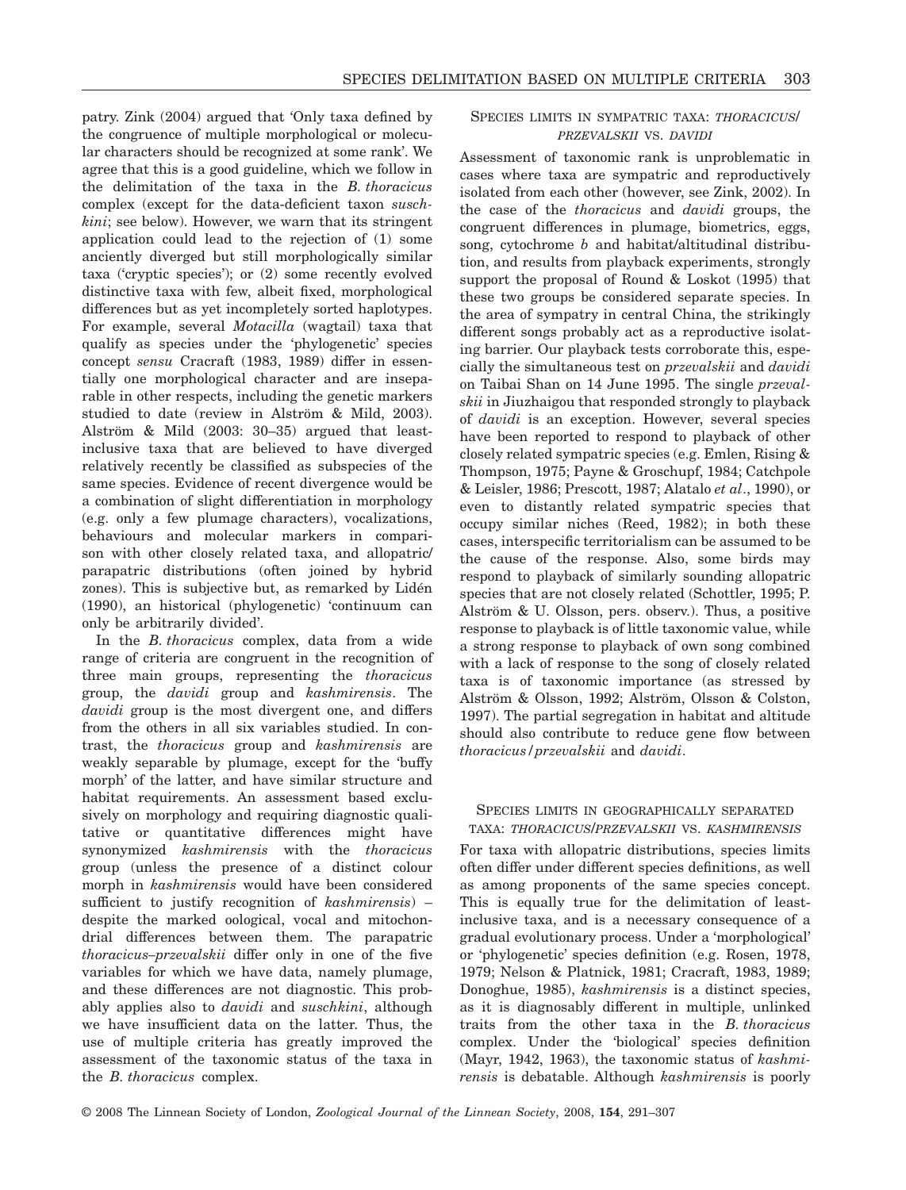patry. Zink (2004) argued that 'Only taxa defined by the congruence of multiple morphological or molecular characters should be recognized at some rank'. We agree that this is a good guideline, which we follow in the delimitation of the taxa in the *B. thoracicus* complex (except for the data-deficient taxon *suschkini*; see below). However, we warn that its stringent application could lead to the rejection of (1) some anciently diverged but still morphologically similar taxa ('cryptic species'); or (2) some recently evolved distinctive taxa with few, albeit fixed, morphological differences but as yet incompletely sorted haplotypes. For example, several *Motacilla* (wagtail) taxa that qualify as species under the 'phylogenetic' species concept *sensu* Cracraft (1983, 1989) differ in essentially one morphological character and are inseparable in other respects, including the genetic markers studied to date (review in Alström & Mild, 2003). Alström & Mild (2003: 30–35) argued that least-inclusive taxa that are believed to have diverged relatively recently be classified as subspecies of the same species. Evidence of recent divergence would be a combination of slight differentiation in morphology (e.g. only a few plumage characters), vocalizations, behaviours and molecular markers in comparison with other closely related taxa, and allopatric/parapatric distributions (often joined by hybrid zones). This is subjective but, as remarked by Lidén (1990), an historical (phylogenetic) 'continuum can only be arbitrarily divided'.

In the *B. thoracicus* complex, data from a wide range of criteria are congruent in the recognition of three main groups, representing the *thoracicus* group, the *davidi* group and *kashmirensis*. The *davidi* group is the most divergent one, and differs from the others in all six variables studied. In contrast, the *thoracicus* group and *kashmirensis* are weakly separable by plumage, except for the 'buffy morph' of the latter, and have similar structure and habitat requirements. An assessment based exclusively on morphology and requiring diagnostic qualitative or quantitative differences might have synonymized *kashmirensis* with the *thoracicus* group (unless the presence of a distinct colour morph in *kashmirensis* would have been considered sufficient to justify recognition of *kashmirensis*) – despite the marked oological, vocal and mitochondrial differences between them. The parapatric *thoracicus*–*przevalskii* differ only in one of the five variables for which we have data, namely plumage, and these differences are not diagnostic. This probably applies also to *davidi* and *suschkini*, although we have insufficient data on the latter. Thus, the use of multiple criteria has greatly improved the assessment of the taxonomic status of the taxa in the *B. thoracicus* complex.

### Species limits in sympatric taxa: *thoracicus*/*przevalskii* vs. *davidi*

Assessment of taxonomic rank is unproblematic in cases where taxa are sympatric and reproductively isolated from each other (however, see Zink, 2002). In the case of the *thoracicus* and *davidi* groups, the congruent differences in plumage, biometrics, eggs, song, cytochrome *b* and habitat/altitudinal distribution, and results from playback experiments, strongly support the proposal of Round & Loskot (1995) that these two groups be considered separate species. In the area of sympatry in central China, the strikingly different songs probably act as a reproductive isolating barrier. Our playback tests corroborate this, especially the simultaneous test on *przevalskii* and *davidi* on Taibai Shan on 14 June 1995. The single *przevalskii* in Jiuzhaigou that responded strongly to playback of *davidi* is an exception. However, several species have been reported to respond to playback of other closely related sympatric species (e.g. Emlen, Rising & Thompson, 1975; Payne & Groschupf, 1984; Catchpole & Leisler, 1986; Prescott, 1987; Alatalo *et al*., 1990), or even to distantly related sympatric species that occupy similar niches (Reed, 1982); in both these cases, interspecific territorialism can be assumed to be the cause of the response. Also, some birds may respond to playback of similarly sounding allopatric species that are not closely related (Schottler, 1995; P. Alström & U. Olsson, pers. observ.). Thus, a positive response to playback is of little taxonomic value, while a strong response to playback of own song combined with a lack of response to the song of closely related taxa is of taxonomic importance (as stressed by Alström & Olsson, 1992; Alström, Olsson & Colston, 1997). The partial segregation in habitat and altitude should also contribute to reduce gene flow between *thoracicus*/*przevalskii* and *davidi*.

### Species limits in geographically separated taxa: *thoracicus*/*przevalskii* vs. *kashmirensis*

For taxa with allopatric distributions, species limits often differ under different species definitions, as well as among proponents of the same species concept. This is equally true for the delimitation of least-inclusive taxa, and is a necessary consequence of a gradual evolutionary process. Under a 'morphological' or 'phylogenetic' species definition (e.g. Rosen, 1978, 1979; Nelson & Platnick, 1981; Cracraft, 1983, 1989; Donoghue, 1985), *kashmirensis* is a distinct species, as it is diagnosably different in multiple, unlinked traits from the other taxa in the *B. thoracicus* complex. Under the 'biological' species definition (Mayr, 1942, 1963), the taxonomic status of *kashmirensis* is debatable. Although *kashmirensis* is poorly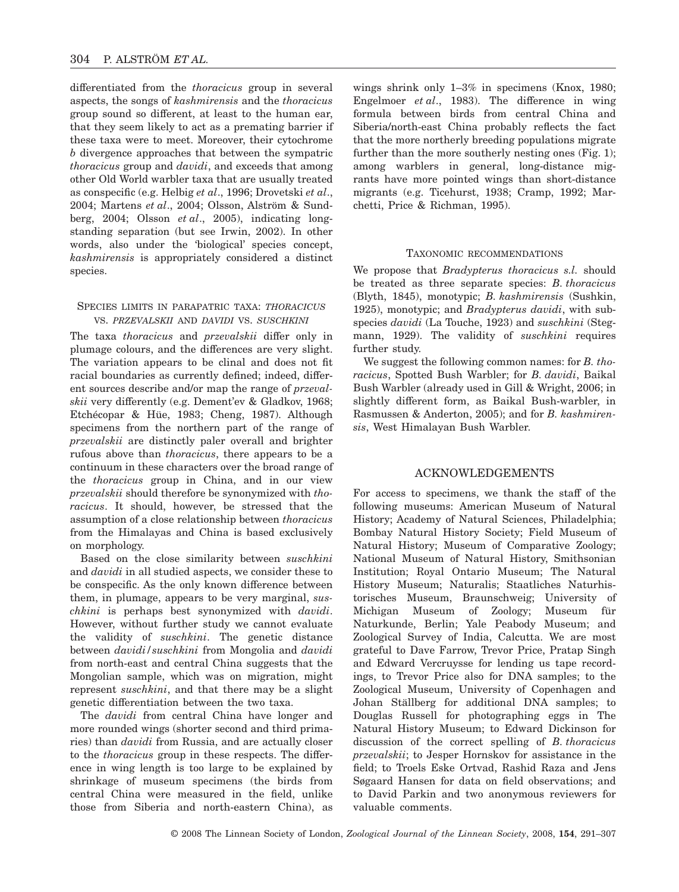differentiated from the *thoracicus* group in several aspects, the songs of *kashmirensis* and the *thoracicus* group sound so different, at least to the human ear, that they seem likely to act as a premating barrier if these taxa were to meet. Moreover, their cytochrome *b* divergence approaches that between the sympatric *thoracicus* group and *davidi*, and exceeds that among other Old World warbler taxa that are usually treated as conspecific (e.g. Helbig *et al*., 1996; Drovetski *et al*., 2004; Martens *et al*., 2004; Olsson, Alström & Sundberg, 2004; Olsson *et al*., 2005), indicating long-standing separation (but see Irwin, 2002). In other words, also under the 'biological' species concept, *kashmirensis* is appropriately considered a distinct species.

### Species limits in parapatric taxa: *thoracicus* vs. *przevalskii* and *davidi* vs. *suschkini*

The taxa *thoracicus* and *przevalskii* differ only in plumage colours, and the differences are very slight. The variation appears to be clinal and does not fit racial boundaries as currently defined; indeed, different sources describe and/or map the range of *przevalskii* very differently (e.g. Dement'ev & Gladkov, 1968; Etchécopar & Hüe, 1983; Cheng, 1987). Although specimens from the northern part of the range of *przevalskii* are distinctly paler overall and brighter rufous above than *thoracicus*, there appears to be a continuum in these characters over the broad range of the *thoracicus* group in China, and in our view *przevalskii* should therefore be synonymized with *thoracicus*. It should, however, be stressed that the assumption of a close relationship between *thoracicus* from the Himalayas and China is based exclusively on morphology.

Based on the close similarity between *suschkini* and *davidi* in all studied aspects, we consider these to be conspecific. As the only known difference between them, in plumage, appears to be very marginal, *suschkini* is perhaps best synonymized with *davidi*. However, without further study we cannot evaluate the validity of *suschkini*. The genetic distance between *davidi*/*suschkini* from Mongolia and *davidi* from north-east and central China suggests that the Mongolian sample, which was on migration, might represent *suschkini*, and that there may be a slight genetic differentiation between the two taxa.

The *davidi* from central China have longer and more rounded wings (shorter second and third primaries) than *davidi* from Russia, and are actually closer to the *thoracicus* group in these respects. The difference in wing length is too large to be explained by shrinkage of museum specimens (the birds from central China were measured in the field, unlike those from Siberia and north-eastern China), as wings shrink only 1–3% in specimens (Knox, 1980; Engelmoer *et al*., 1983). The difference in wing formula between birds from central China and Siberia/north-east China probably reflects the fact that the more northerly breeding populations migrate further than the more southerly nesting ones (Fig. 1); among warblers in general, long-distance migrants have more pointed wings than short-distance migrants (e.g. Ticehurst, 1938; Cramp, 1992; Marchetti, Price & Richman, 1995).

### Taxonomic recommendations

We propose that *Bradypterus thoracicus s.l.* should be treated as three separate species: *B. thoracicus* (Blyth, 1845), monotypic; *B. kashmirensis* (Sushkin, 1925), monotypic; and *Bradypterus davidi*, with subspecies *davidi* (La Touche, 1923) and *suschkini* (Stegmann, 1929). The validity of *suschkini* requires further study.

We suggest the following common names: for *B. thoracicus*, Spotted Bush Warbler; for *B. davidi*, Baikal Bush Warbler (already used in Gill & Wright, 2006; in slightly different form, as Baikal Bush-warbler, in Rasmussen & Anderton, 2005); and for *B. kashmirensis*, West Himalayan Bush Warbler.

## ACKNOWLEDGEMENTS

For access to specimens, we thank the staff of the following museums: American Museum of Natural History; Academy of Natural Sciences, Philadelphia; Bombay Natural History Society; Field Museum of Natural History; Museum of Comparative Zoology; National Museum of Natural History, Smithsonian Institution; Royal Ontario Museum; The Natural History Museum; Naturalis; Staatliches Naturhistorisches Museum, Braunschweig; University of Michigan Museum of Zoology; Museum für Naturkunde, Berlin; Yale Peabody Museum; and Zoological Survey of India, Calcutta. We are most grateful to Dave Farrow, Trevor Price, Pratap Singh and Edward Vercruysse for lending us tape recordings, to Trevor Price also for DNA samples; to the Zoological Museum, University of Copenhagen and Johan Ställberg for additional DNA samples; to Douglas Russell for photographing eggs in The Natural History Museum; to Edward Dickinson for discussion of the correct spelling of *B. thoracicus przevalskii*; to Jesper Hornskov for assistance in the field; to Troels Eske Ortvad, Rashid Raza and Jens Søgaard Hansen for data on field observations; and to David Parkin and two anonymous reviewers for valuable comments.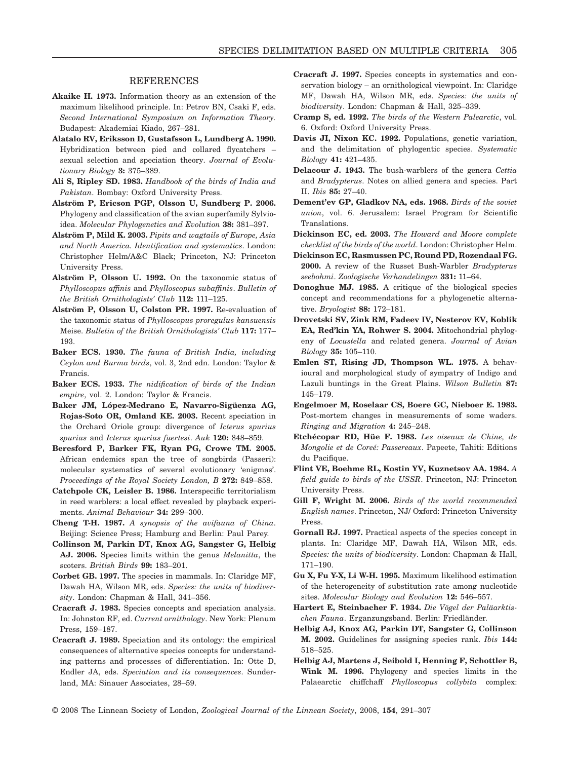## REFERENCES

**Akaike H. 1973.** Information theory as an extension of the maximum likelihood principle. In: Petrov BN, Csaki F, eds. *Second International Symposium on Information Theory.* Budapest: Akademiai Kiado, 267–281.

**Alatalo RV, Eriksson D, Gustafsson L, Lundberg A. 1990.** Hybridization between pied and collared flycatchers – sexual selection and speciation theory. *Journal of Evolutionary Biology* **3:** 375–389.

**Ali S, Ripley SD. 1983.** *Handbook of the birds of India and Pakistan*. Bombay: Oxford University Press.

**Alström P, Ericson PGP, Olsson U, Sundberg P. 2006.** Phylogeny and classification of the avian superfamily Sylvioidea. *Molecular Phylogenetics and Evolution* **38:** 381–397.

**Alström P, Mild K. 2003.** *Pipits and wagtails of Europe, Asia and North America. Identification and systematics*. London: Christopher Helm/A&C Black; Princeton, NJ: Princeton University Press.

**Alström P, Olsson U. 1992.** On the taxonomic status of *Phylloscopus affinis* and *Phylloscopus subaffinis*. *Bulletin of the British Ornithologists' Club* **112:** 111–125.

**Alström P, Olsson U, Colston PR. 1997.** Re-evaluation of the taxonomic status of *Phylloscopus proregulus kansuensis* Meise. *Bulletin of the British Ornithologists' Club* **117:** 177–193.

**Baker ECS. 1930.** *The fauna of British India, including Ceylon and Burma birds*, vol. 3, 2nd edn. London: Taylor & Francis.

**Baker ECS. 1933.** *The nidification of birds of the Indian empire*, vol. 2. London: Taylor & Francis.

**Baker JM, López-Medrano E, Navarro-Sigüenza AG, Rojas-Soto OR, Omland KE. 2003.** Recent speciation in the Orchard Oriole group: divergence of *Icterus spurius spurius* and *Icterus spurius fuertesi*. *Auk* **120:** 848–859.

**Beresford P, Barker FK, Ryan PG, Crowe TM. 2005.** African endemics span the tree of songbirds (Passeri): molecular systematics of several evolutionary 'enigmas'. *Proceedings of the Royal Society London, B* **272:** 849–858.

**Catchpole CK, Leisler B. 1986.** Interspecific territorialism in reed warblers: a local effect revealed by playback experiments. *Animal Behaviour* **34:** 299–300.

**Cheng T-H. 1987.** *A synopsis of the avifauna of China*. Beijing: Science Press; Hamburg and Berlin: Paul Parey.

**Collinson M, Parkin DT, Knox AG, Sangster G, Helbig AJ. 2006.** Species limits within the genus *Melanitta*, the scoters. *British Birds* **99:** 183–201.

**Corbet GB. 1997.** The species in mammals. In: Claridge MF, Dawah HA, Wilson MR, eds. *Species: the units of biodiversity*. London: Chapman & Hall, 341–356.

**Cracraft J. 1983.** Species concepts and speciation analysis. In: Johnston RF, ed. *Current ornithology*. New York: Plenum Press, 159–187.

**Cracraft J. 1989.** Speciation and its ontology: the empirical consequences of alternative species concepts for understanding patterns and processes of differentiation. In: Otte D, Endler JA, eds. *Speciation and its consequences*. Sunderland, MA: Sinauer Associates, 28–59.

**Cracraft J. 1997.** Species concepts in systematics and conservation biology – an ornithological viewpoint. In: Claridge MF, Dawah HA, Wilson MR, eds. *Species: the units of biodiversity*. London: Chapman & Hall, 325–339.

**Cramp S, ed. 1992.** *The birds of the Western Palearctic*, vol. 6. Oxford: Oxford University Press.

**Davis JI, Nixon KC. 1992.** Populations, genetic variation, and the delimitation of phylogentic species. *Systematic Biology* **41:** 421–435.

**Delacour J. 1943.** The bush-warblers of the genera *Cettia* and *Bradypterus*. Notes on allied genera and species. Part II. *Ibis* **85:** 27–40.

**Dement'ev GP, Gladkov NA, eds. 1968.** *Birds of the soviet union*, vol. 6. Jerusalem: Israel Program for Scientific Translations.

**Dickinson EC, ed. 2003.** *The Howard and Moore complete checklist of the birds of the world*. London: Christopher Helm.

**Dickinson EC, Rasmussen PC, Round PD, Rozendaal FG. 2000.** A review of the Russet Bush-Warbler *Bradypterus seebohmi*. *Zoologische Verhandelingen* **331:** 11–64.

**Donoghue MJ. 1985.** A critique of the biological species concept and recommendations for a phylogenetic alternative. *Bryologist* **88:** 172–181.

**Drovetski SV, Zink RM, Fadeev IV, Nesterov EV, Koblik EA, Red'kin YA, Rohwer S. 2004.** Mitochondrial phylogeny of *Locustella* and related genera. *Journal of Avian Biology* **35:** 105–110.

**Emlen ST, Rising JD, Thompson WL. 1975.** A behavioural and morphological study of sympatry of Indigo and Lazuli buntings in the Great Plains. *Wilson Bulletin* **87:** 145–179.

**Engelmoer M, Roselaar CS, Boere GC, Nieboer E. 1983.** Post-mortem changes in measurements of some waders. *Ringing and Migration* **4:** 245–248.

**Etchécopar RD, Hüe F. 1983.** *Les oiseaux de Chine, de Mongolie et de Coreé: Passereaux*. Papeete, Tahiti: Editions du Pacifique.

**Flint VE, Boehme RL, Kostin YV, Kuznetsov AA. 1984.** *A field guide to birds of the USSR*. Princeton, NJ: Princeton University Press.

**Gill F, Wright M. 2006.** *Birds of the world recommended English names*. Princeton, NJ/ Oxford: Princeton University Press.

**Gornall RJ. 1997.** Practical aspects of the species concept in plants. In: Claridge MF, Dawah HA, Wilson MR, eds. *Species: the units of biodiversity*. London: Chapman & Hall, 171–190.

**Gu X, Fu Y-X, Li W-H. 1995.** Maximum likelihood estimation of the heterogeneity of substitution rate among nucleotide sites. *Molecular Biology and Evolution* **12:** 546–557.

**Hartert E, Steinbacher F. 1934.** *Die Vögel der Paläarktischen Fauna*. Erganzungsband. Berlin: Friedländer.

**Helbig AJ, Knox AG, Parkin DT, Sangster G, Collinson M. 2002.** Guidelines for assigning species rank. *Ibis* **144:** 518–525.

**Helbig AJ, Martens J, Seibold I, Henning F, Schottler B, Wink M. 1996.** Phylogeny and species limits in the Palaearctic chiffchaff *Phylloscopus collybita* complex: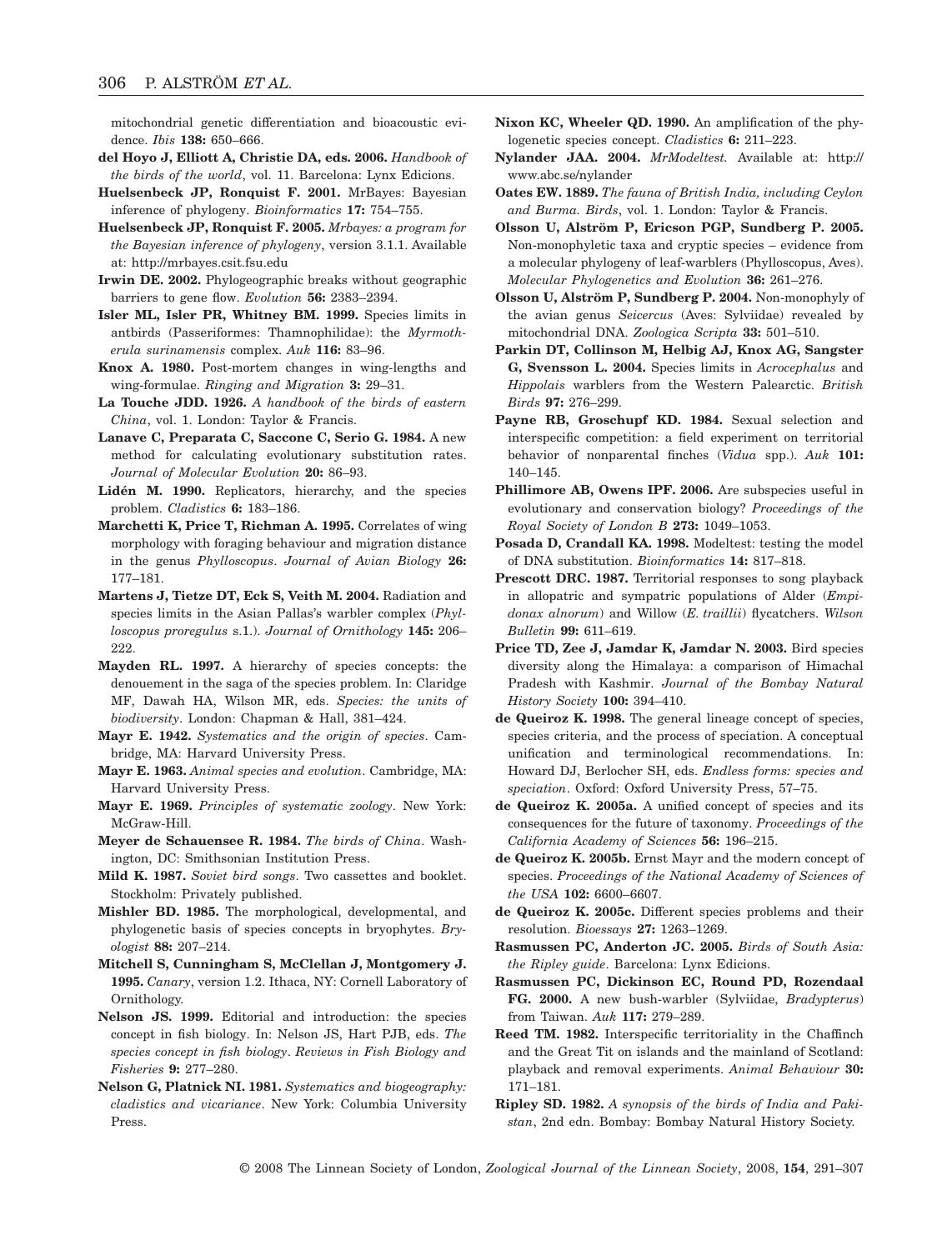mitochondrial genetic differentiation and bioacoustic evidence. *Ibis* **138:** 650–666.

**del Hoyo J, Elliott A, Christie DA, eds. 2006.** *Handbook of the birds of the world*, vol. 11. Barcelona: Lynx Edicions.

**Huelsenbeck JP, Ronquist F. 2001.** MrBayes: Bayesian inference of phylogeny. *Bioinformatics* **17:** 754–755.

**Huelsenbeck JP, Ronquist F. 2005.** *Mrbayes: a program for the Bayesian inference of phylogeny*, version 3.1.1. Available at: http://mrbayes.csit.fsu.edu

**Irwin DE. 2002.** Phylogeographic breaks without geographic barriers to gene flow. *Evolution* **56:** 2383–2394.

**Isler ML, Isler PR, Whitney BM. 1999.** Species limits in antbirds (Passeriformes: Thamnophilidae): the *Myrmotherula surinamensis* complex. *Auk* **116:** 83–96.

**Knox A. 1980.** Post-mortem changes in wing-lengths and wing-formulae. *Ringing and Migration* **3:** 29–31.

**La Touche JDD. 1926.** *A handbook of the birds of eastern China*, vol. 1. London: Taylor & Francis.

**Lanave C, Preparata C, Saccone C, Serio G. 1984.** A new method for calculating evolutionary substitution rates. *Journal of Molecular Evolution* **20:** 86–93.

**Lidén M. 1990.** Replicators, hierarchy, and the species problem. *Cladistics* **6:** 183–186.

**Marchetti K, Price T, Richman A. 1995.** Correlates of wing morphology with foraging behaviour and migration distance in the genus *Phylloscopus*. *Journal of Avian Biology* **26:** 177–181.

**Martens J, Tietze DT, Eck S, Veith M. 2004.** Radiation and species limits in the Asian Pallas's warbler complex (*Phylloscopus proregulus* s.l.). *Journal of Ornithology* **145:** 206–222.

**Mayden RL. 1997.** A hierarchy of species concepts: the denouement in the saga of the species problem. In: Claridge MF, Dawah HA, Wilson MR, eds. *Species: the units of biodiversity*. London: Chapman & Hall, 381–424.

**Mayr E. 1942.** *Systematics and the origin of species*. Cambridge, MA: Harvard University Press.

**Mayr E. 1963.** *Animal species and evolution*. Cambridge, MA: Harvard University Press.

**Mayr E. 1969.** *Principles of systematic zoology*. New York: McGraw-Hill.

**Meyer de Schauensee R. 1984.** *The birds of China*. Washington, DC: Smithsonian Institution Press.

**Mild K. 1987.** *Soviet bird songs*. Two cassettes and booklet. Stockholm: Privately published.

**Mishler BD. 1985.** The morphological, developmental, and phylogenetic basis of species concepts in bryophytes. *Bryologist* **88:** 207–214.

**Mitchell S, Cunningham S, McClellan J, Montgomery J. 1995.** *Canary*, version 1.2. Ithaca, NY: Cornell Laboratory of Ornithology.

**Nelson JS. 1999.** Editorial and introduction: the species concept in fish biology. In: Nelson JS, Hart PJB, eds. *The species concept in fish biology*. *Reviews in Fish Biology and Fisheries* **9:** 277–280.

**Nelson G, Platnick NI. 1981.** *Systematics and biogeography: cladistics and vicariance*. New York: Columbia University Press.

**Nixon KC, Wheeler QD. 1990.** An amplification of the phylogenetic species concept. *Cladistics* **6:** 211–223.

**Nylander JAA. 2004.** *MrModeltest.* Available at: http://www.abc.se/nylander

**Oates EW. 1889.** *The fauna of British India, including Ceylon and Burma. Birds*, vol. 1. London: Taylor & Francis.

**Olsson U, Alström P, Ericson PGP, Sundberg P. 2005.** Non-monophyletic taxa and cryptic species – evidence from a molecular phylogeny of leaf-warblers (Phylloscopus, Aves). *Molecular Phylogenetics and Evolution* **36:** 261–276.

**Olsson U, Alström P, Sundberg P. 2004.** Non-monophyly of the avian genus *Seicercus* (Aves: Sylviidae) revealed by mitochondrial DNA. *Zoologica Scripta* **33:** 501–510.

**Parkin DT, Collinson M, Helbig AJ, Knox AG, Sangster G, Svensson L. 2004.** Species limits in *Acrocephalus* and *Hippolais* warblers from the Western Palearctic. *British Birds* **97:** 276–299.

**Payne RB, Groschupf KD. 1984.** Sexual selection and interspecific competition: a field experiment on territorial behavior of nonparental finches (*Vidua* spp.). *Auk* **101:** 140–145.

**Phillimore AB, Owens IPF. 2006.** Are subspecies useful in evolutionary and conservation biology? *Proceedings of the Royal Society of London B* **273:** 1049–1053.

**Posada D, Crandall KA. 1998.** Modeltest: testing the model of DNA substitution. *Bioinformatics* **14:** 817–818.

**Prescott DRC. 1987.** Territorial responses to song playback in allopatric and sympatric populations of Alder (*Empidonax alnorum*) and Willow (*E. traillii*) flycatchers. *Wilson Bulletin* **99:** 611–619.

**Price TD, Zee J, Jamdar K, Jamdar N. 2003.** Bird species diversity along the Himalaya: a comparison of Himachal Pradesh with Kashmir. *Journal of the Bombay Natural History Society* **100:** 394–410.

**de Queiroz K. 1998.** The general lineage concept of species, species criteria, and the process of speciation. A conceptual unification and terminological recommendations. In: Howard DJ, Berlocher SH, eds. *Endless forms: species and speciation*. Oxford: Oxford University Press, 57–75.

**de Queiroz K. 2005a.** A unified concept of species and its consequences for the future of taxonomy. *Proceedings of the California Academy of Sciences* **56:** 196–215.

**de Queiroz K. 2005b.** Ernst Mayr and the modern concept of species. *Proceedings of the National Academy of Sciences of the USA* **102:** 6600–6607.

**de Queiroz K. 2005c.** Different species problems and their resolution. *Bioessays* **27:** 1263–1269.

**Rasmussen PC, Anderton JC. 2005.** *Birds of South Asia: the Ripley guide*. Barcelona: Lynx Edicions.

**Rasmussen PC, Dickinson EC, Round PD, Rozendaal FG. 2000.** A new bush-warbler (Sylviidae, *Bradypterus*) from Taiwan. *Auk* **117:** 279–289.

**Reed TM. 1982.** Interspecific territoriality in the Chaffinch and the Great Tit on islands and the mainland of Scotland: playback and removal experiments. *Animal Behaviour* **30:** 171–181.

**Ripley SD. 1982.** *A synopsis of the birds of India and Pakistan*, 2nd edn. Bombay: Bombay Natural History Society.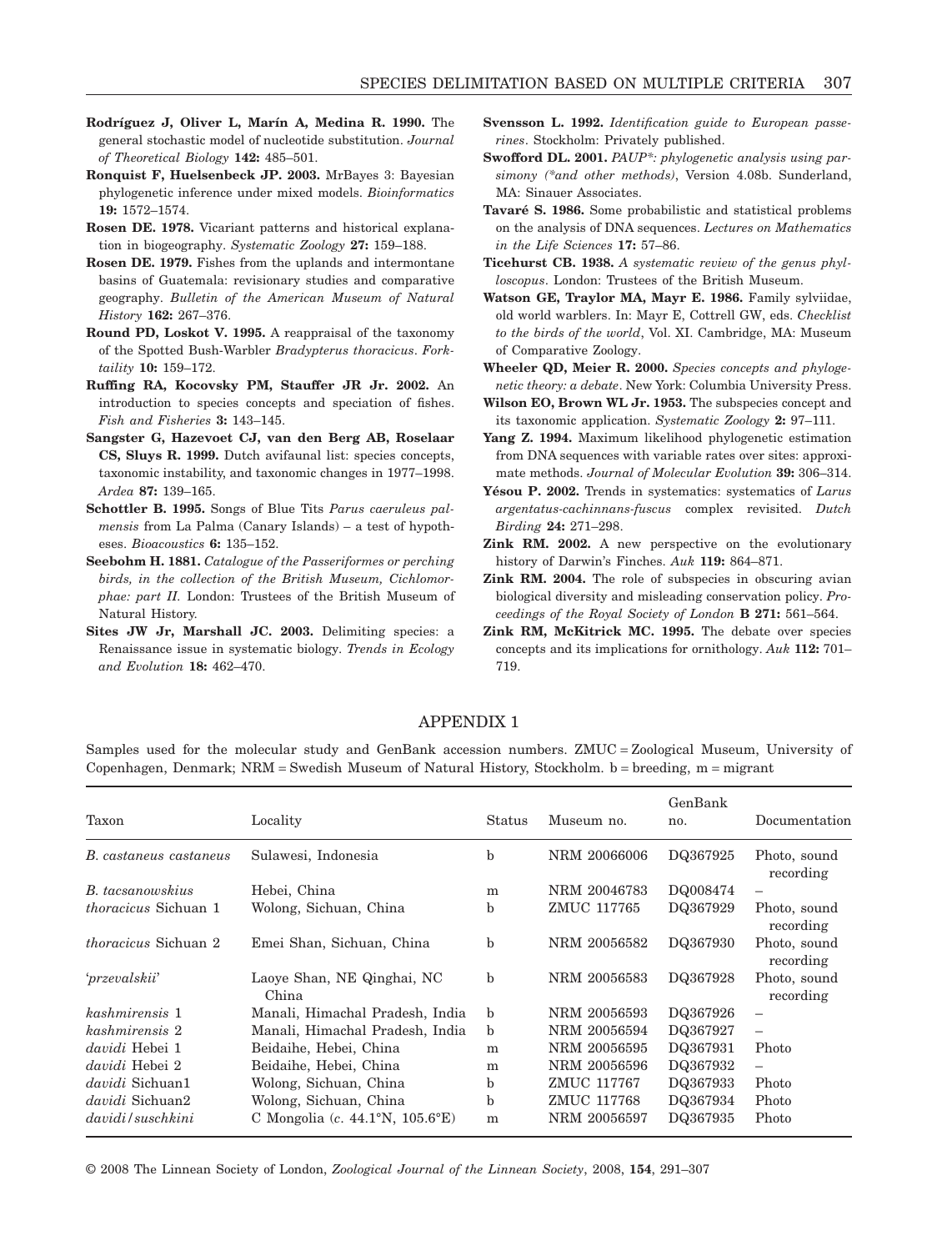**Rodríguez J, Oliver L, Marín A, Medina R. 1990.** The general stochastic model of nucleotide substitution. *Journal of Theoretical Biology* **142:** 485–501.

**Ronquist F, Huelsenbeck JP. 2003.** MrBayes 3: Bayesian phylogenetic inference under mixed models. *Bioinformatics* **19:** 1572–1574.

**Rosen DE. 1978.** Vicariant patterns and historical explanation in biogeography. *Systematic Zoology* **27:** 159–188.

**Rosen DE. 1979.** Fishes from the uplands and intermontane basins of Guatemala: revisionary studies and comparative geography. *Bulletin of the American Museum of Natural History* **162:** 267–376.

**Round PD, Loskot V. 1995.** A reappraisal of the taxonomy of the Spotted Bush-Warbler *Bradypterus thoracicus*. *Forktaility* **10:** 159–172.

**Ruffing RA, Kocovsky PM, Stauffer JR Jr. 2002.** An introduction to species concepts and speciation of fishes. *Fish and Fisheries* **3:** 143–145.

**Sangster G, Hazevoet CJ, van den Berg AB, Roselaar CS, Sluys R. 1999.** Dutch avifaunal list: species concepts, taxonomic instability, and taxonomic changes in 1977–1998. *Ardea* **87:** 139–165.

**Schottler B. 1995.** Songs of Blue Tits *Parus caeruleus palmensis* from La Palma (Canary Islands) – a test of hypotheses. *Bioacoustics* **6:** 135–152.

**Seebohm H. 1881.** *Catalogue of the Passeriformes or perching birds, in the collection of the British Museum, Cichlomorphae: part II.* London: Trustees of the British Museum of Natural History.

**Sites JW Jr, Marshall JC. 2003.** Delimiting species: a Renaissance issue in systematic biology. *Trends in Ecology and Evolution* **18:** 462–470.

**Svensson L. 1992.** *Identification guide to European passerines*. Stockholm: Privately published.

**Swofford DL. 2001.** *PAUP\*: phylogenetic analysis using parsimony (\*and other methods)*, Version 4.08b. Sunderland, MA: Sinauer Associates.

**Tavaré S. 1986.** Some probabilistic and statistical problems on the analysis of DNA sequences. *Lectures on Mathematics in the Life Sciences* **17:** 57–86.

**Ticehurst CB. 1938.** *A systematic review of the genus phylloscopus*. London: Trustees of the British Museum.

**Watson GE, Traylor MA, Mayr E. 1986.** Family sylviidae, old world warblers. In: Mayr E, Cottrell GW, eds. *Checklist to the birds of the world*, Vol. XI. Cambridge, MA: Museum of Comparative Zoology.

**Wheeler QD, Meier R. 2000.** *Species concepts and phylogenetic theory: a debate*. New York: Columbia University Press.

**Wilson EO, Brown WL Jr. 1953.** The subspecies concept and its taxonomic application. *Systematic Zoology* **2:** 97–111.

**Yang Z. 1994.** Maximum likelihood phylogenetic estimation from DNA sequences with variable rates over sites: approximate methods. *Journal of Molecular Evolution* **39:** 306–314.

**Yésou P. 2002.** Trends in systematics: systematics of *Larus argentatus-cachinnans-fuscus* complex revisited. *Dutch Birding* **24:** 271–298.

**Zink RM. 2002.** A new perspective on the evolutionary history of Darwin's Finches. *Auk* **119:** 864–871.

**Zink RM. 2004.** The role of subspecies in obscuring avian biological diversity and misleading conservation policy. *Proceedings of the Royal Society of London* **B 271:** 561–564.

**Zink RM, McKitrick MC. 1995.** The debate over species concepts and its implications for ornithology. *Auk* **112:** 701–719.

## APPENDIX 1

Samples used for the molecular study and GenBank accession numbers. ZMUC = Zoological Museum, University of Copenhagen, Denmark; NRM = Swedish Museum of Natural History, Stockholm. b = breeding, m = migrant

| Taxon | Locality | Status | Museum no. | GenBank no. | Documentation |
|---|---|---|---|---|---|
| *B. castaneus castaneus* | Sulawesi, Indonesia | b | NRM 20066006 | DQ367925 | Photo, sound recording |
| *B. tacsanowskius* | Hebei, China | m | NRM 20046783 | DQ008474 | – |
| *thoracicus* Sichuan 1 | Wolong, Sichuan, China | b | ZMUC 117765 | DQ367929 | Photo, sound recording |
| *thoracicus* Sichuan 2 | Emei Shan, Sichuan, China | b | NRM 20056582 | DQ367930 | Photo, sound recording |
| *'przevalskii'* | Laoye Shan, NE Qinghai, NC China | b | NRM 20056583 | DQ367928 | Photo, sound recording |
| *kashmirensis* 1 | Manali, Himachal Pradesh, India | b | NRM 20056593 | DQ367926 | – |
| *kashmirensis* 2 | Manali, Himachal Pradesh, India | b | NRM 20056594 | DQ367927 | – |
| *davidi* Hebei 1 | Beidaihe, Hebei, China | m | NRM 20056595 | DQ367931 | Photo |
| *davidi* Hebei 2 | Beidaihe, Hebei, China | m | NRM 20056596 | DQ367932 | – |
| *davidi* Sichuan1 | Wolong, Sichuan, China | b | ZMUC 117767 | DQ367933 | Photo |
| *davidi* Sichuan2 | Wolong, Sichuan, China | b | ZMUC 117768 | DQ367934 | Photo |
| *davidi/suschkini* | C Mongolia (*c.* 44.1°N, 105.6°E) | m | NRM 20056597 | DQ367935 | Photo |